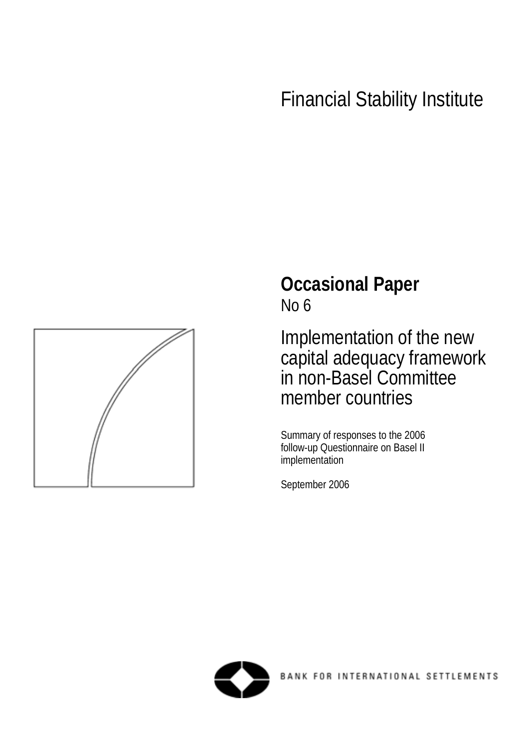Financial Stability Institute

# Occasional Paper

No 6

## Implementation of the new capital adequacy framework in non-Basel Committee member countries

Summary of responses to the 2006 follow-up Questionnaire on Basel II implementation

September 2006

BANK FOR INTERNATIONAL SETTLEMENTS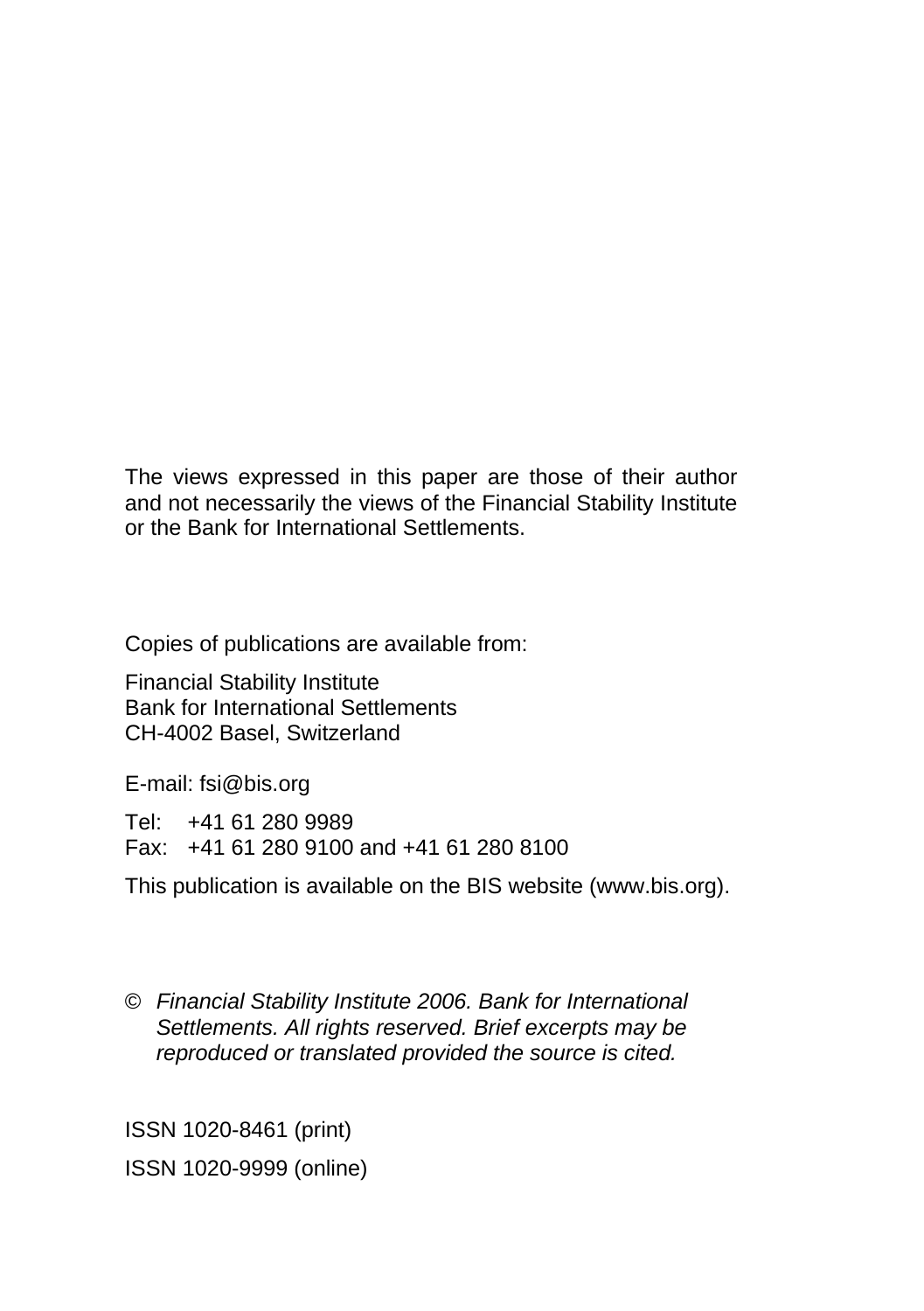The views expressed in this paper are those of their author and not necessarily the views of the Financial Stability Institute or the Bank for International Settlements.

Copies of publications are available from:

Financial Stability Institute
Bank for International Settlements
CH-4002 Basel, Switzerland

E-mail: fsi@bis.org

Tel: +41 61 280 9989
Fax: +41 61 280 9100 and +41 61 280 8100

This publication is available on the BIS website (www.bis.org).

© *Financial Stability Institute 2006. Bank for International Settlements. All rights reserved. Brief excerpts may be reproduced or translated provided the source is cited.*

ISSN 1020-8461 (print)

ISSN 1020-9999 (online)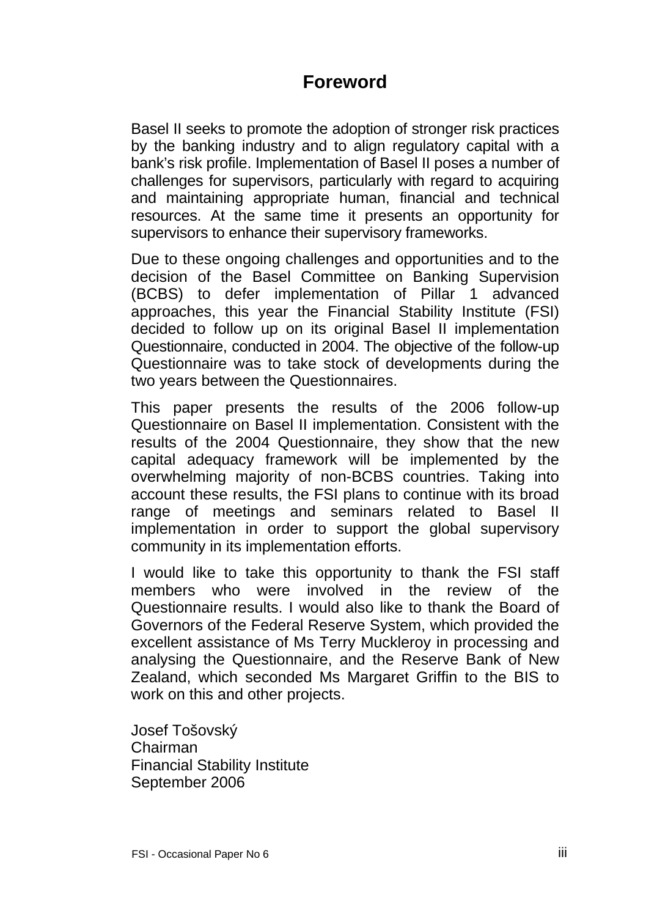# Foreword

Basel II seeks to promote the adoption of stronger risk practices by the banking industry and to align regulatory capital with a bank's risk profile. Implementation of Basel II poses a number of challenges for supervisors, particularly with regard to acquiring and maintaining appropriate human, financial and technical resources. At the same time it presents an opportunity for supervisors to enhance their supervisory frameworks.

Due to these ongoing challenges and opportunities and to the decision of the Basel Committee on Banking Supervision (BCBS) to defer implementation of Pillar 1 advanced approaches, this year the Financial Stability Institute (FSI) decided to follow up on its original Basel II implementation Questionnaire, conducted in 2004. The objective of the follow-up Questionnaire was to take stock of developments during the two years between the Questionnaires.

This paper presents the results of the 2006 follow-up Questionnaire on Basel II implementation. Consistent with the results of the 2004 Questionnaire, they show that the new capital adequacy framework will be implemented by the overwhelming majority of non-BCBS countries. Taking into account these results, the FSI plans to continue with its broad range of meetings and seminars related to Basel II implementation in order to support the global supervisory community in its implementation efforts.

I would like to take this opportunity to thank the FSI staff members who were involved in the review of the Questionnaire results. I would also like to thank the Board of Governors of the Federal Reserve System, which provided the excellent assistance of Ms Terry Muckleroy in processing and analysing the Questionnaire, and the Reserve Bank of New Zealand, which seconded Ms Margaret Griffin to the BIS to work on this and other projects.

Josef Tošovský
Chairman
Financial Stability Institute
September 2006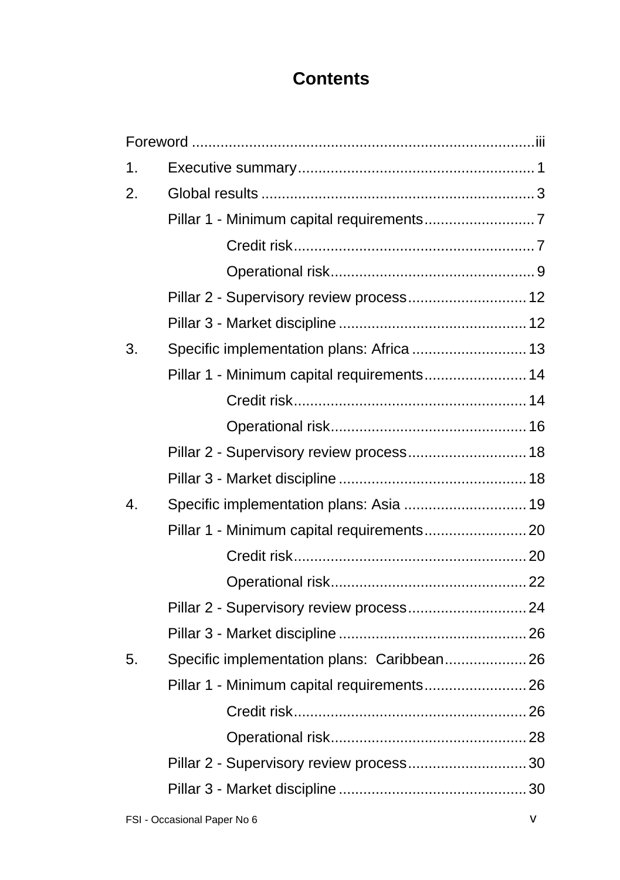# Contents

Foreword ....................................................................................iii

1. Executive summary.......................................................... 1
2. Global results ................................................................... 3

    Pillar 1 - Minimum capital requirements........................... 7

        Credit risk........................................................... 7

        Operational risk.................................................. 9

    Pillar 2 - Supervisory review process............................. 12

    Pillar 3 - Market discipline .............................................. 12

3. Specific implementation plans: Africa ............................ 13

    Pillar 1 - Minimum capital requirements......................... 14

        Credit risk......................................................... 14

        Operational risk................................................ 16

    Pillar 2 - Supervisory review process............................. 18

    Pillar 3 - Market discipline .............................................. 18

4. Specific implementation plans: Asia .............................. 19

    Pillar 1 - Minimum capital requirements......................... 20

        Credit risk......................................................... 20

        Operational risk................................................ 22

    Pillar 2 - Supervisory review process............................. 24

    Pillar 3 - Market discipline .............................................. 26

5. Specific implementation plans: Caribbean.................... 26

    Pillar 1 - Minimum capital requirements......................... 26

        Credit risk......................................................... 26

        Operational risk................................................ 28

    Pillar 2 - Supervisory review process............................. 30

    Pillar 3 - Market discipline .............................................. 30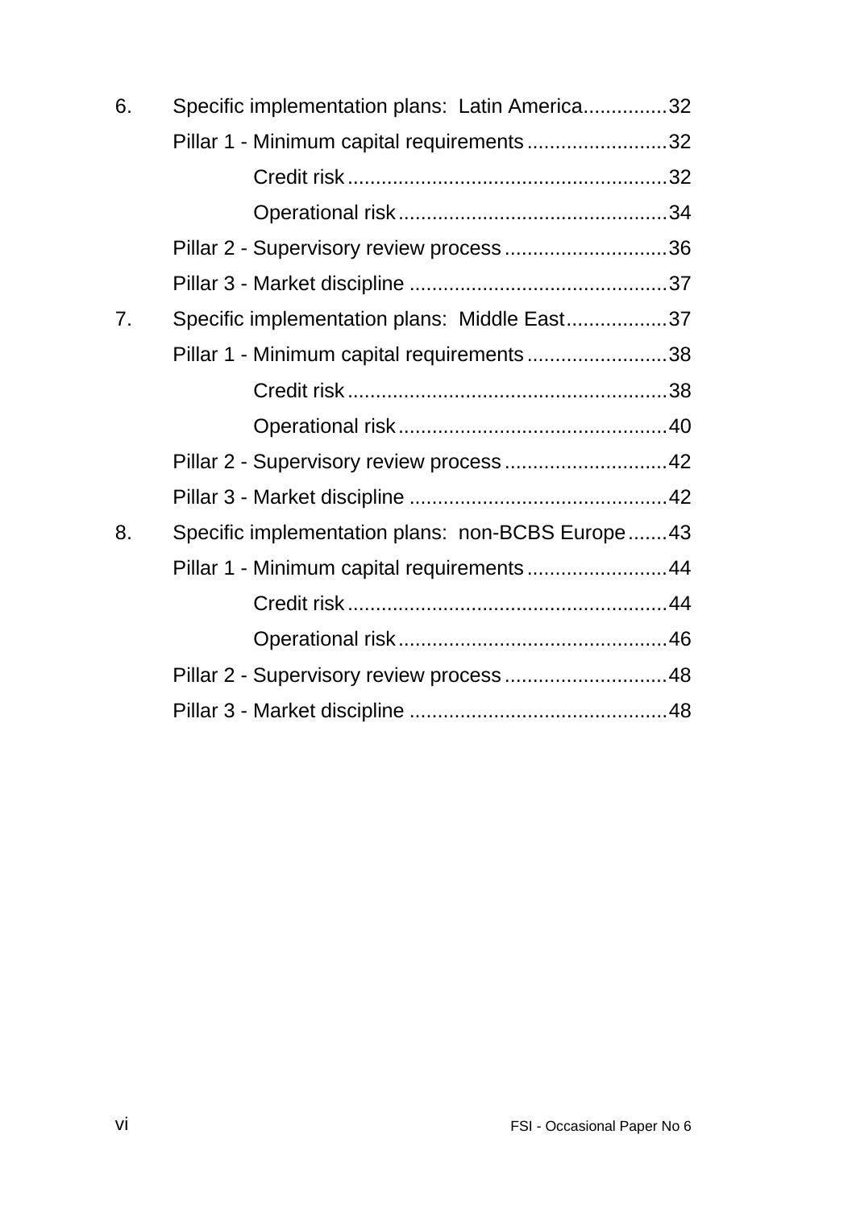6. Specific implementation plans: Latin America ............... 32

    Pillar 1 - Minimum capital requirements ......................... 32

        Credit risk ......................................................... 32

        Operational risk ................................................ 34

    Pillar 2 - Supervisory review process ............................. 36

    Pillar 3 - Market discipline .............................................. 37

7. Specific implementation plans: Middle East .................. 37

    Pillar 1 - Minimum capital requirements ......................... 38

        Credit risk ......................................................... 38

        Operational risk ................................................ 40

    Pillar 2 - Supervisory review process ............................. 42

    Pillar 3 - Market discipline .............................................. 42

8. Specific implementation plans: non-BCBS Europe ....... 43

    Pillar 1 - Minimum capital requirements ......................... 44

        Credit risk ......................................................... 44

        Operational risk ................................................ 46

    Pillar 2 - Supervisory review process ............................. 48

    Pillar 3 - Market discipline .............................................. 48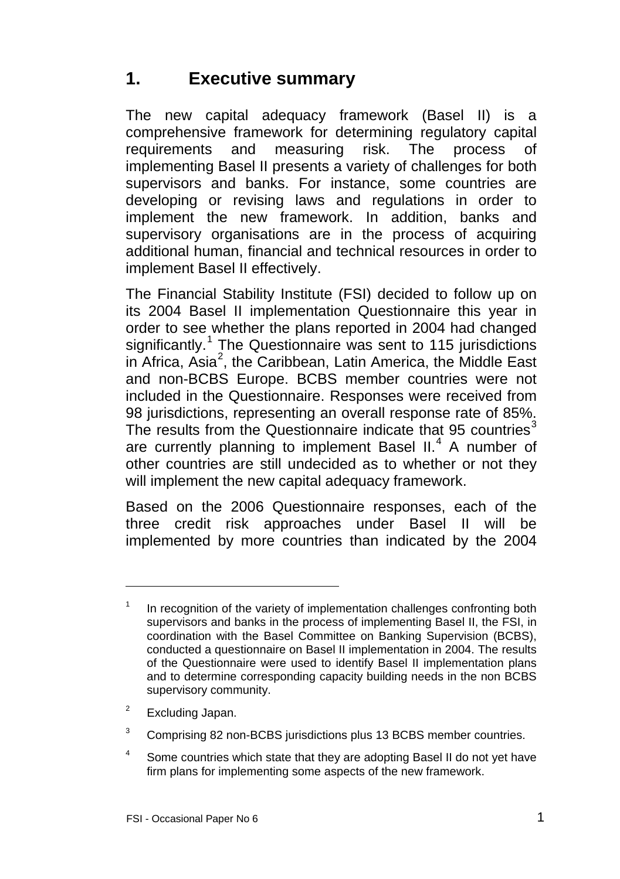# 1. Executive summary

The new capital adequacy framework (Basel II) is a comprehensive framework for determining regulatory capital requirements and measuring risk. The process of implementing Basel II presents a variety of challenges for both supervisors and banks. For instance, some countries are developing or revising laws and regulations in order to implement the new framework. In addition, banks and supervisory organisations are in the process of acquiring additional human, financial and technical resources in order to implement Basel II effectively.

The Financial Stability Institute (FSI) decided to follow up on its 2004 Basel II implementation Questionnaire this year in order to see whether the plans reported in 2004 had changed significantly.[1] The Questionnaire was sent to 115 jurisdictions in Africa, Asia[2], the Caribbean, Latin America, the Middle East and non-BCBS Europe. BCBS member countries were not included in the Questionnaire. Responses were received from 98 jurisdictions, representing an overall response rate of 85%. The results from the Questionnaire indicate that 95 countries[3] are currently planning to implement Basel II.[4] A number of other countries are still undecided as to whether or not they will implement the new capital adequacy framework.

Based on the 2006 Questionnaire responses, each of the three credit risk approaches under Basel II will be implemented by more countries than indicated by the 2004

---

[1] In recognition of the variety of implementation challenges confronting both supervisors and banks in the process of implementing Basel II, the FSI, in coordination with the Basel Committee on Banking Supervision (BCBS), conducted a questionnaire on Basel II implementation in 2004. The results of the Questionnaire were used to identify Basel II implementation plans and to determine corresponding capacity building needs in the non BCBS supervisory community.

[2] Excluding Japan.

[3] Comprising 82 non-BCBS jurisdictions plus 13 BCBS member countries.

[4] Some countries which state that they are adopting Basel II do not yet have firm plans for implementing some aspects of the new framework.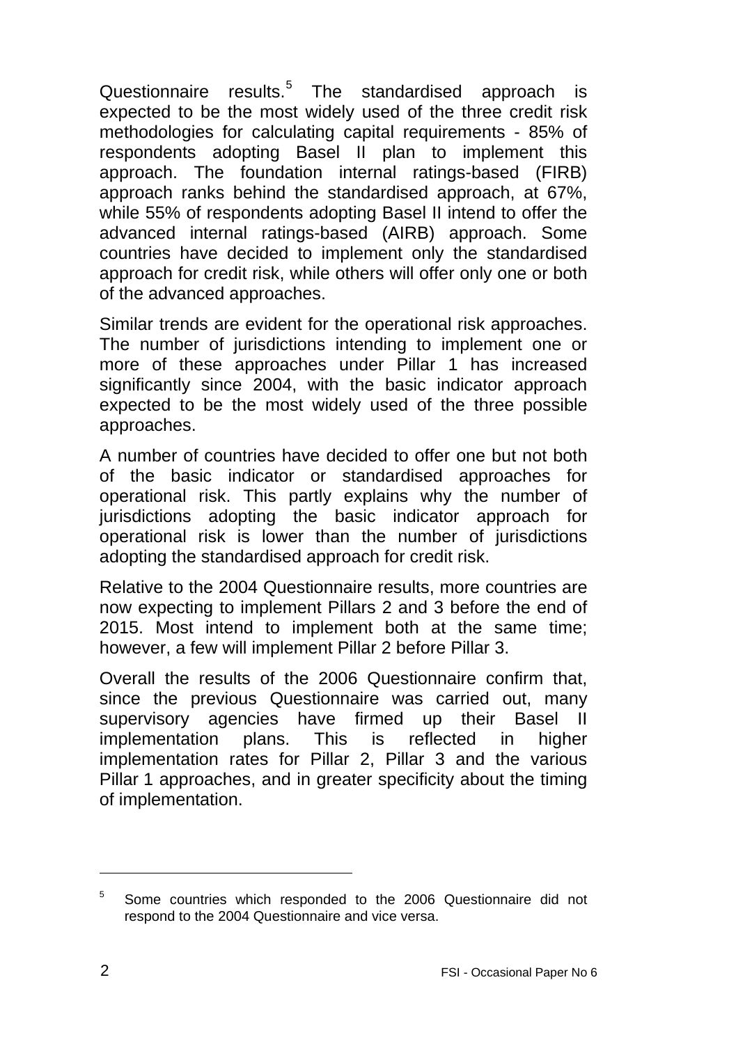Questionnaire results.[5] The standardised approach is expected to be the most widely used of the three credit risk methodologies for calculating capital requirements - 85% of respondents adopting Basel II plan to implement this approach. The foundation internal ratings-based (FIRB) approach ranks behind the standardised approach, at 67%, while 55% of respondents adopting Basel II intend to offer the advanced internal ratings-based (AIRB) approach. Some countries have decided to implement only the standardised approach for credit risk, while others will offer only one or both of the advanced approaches.

Similar trends are evident for the operational risk approaches. The number of jurisdictions intending to implement one or more of these approaches under Pillar 1 has increased significantly since 2004, with the basic indicator approach expected to be the most widely used of the three possible approaches.

A number of countries have decided to offer one but not both of the basic indicator or standardised approaches for operational risk. This partly explains why the number of jurisdictions adopting the basic indicator approach for operational risk is lower than the number of jurisdictions adopting the standardised approach for credit risk.

Relative to the 2004 Questionnaire results, more countries are now expecting to implement Pillars 2 and 3 before the end of 2015. Most intend to implement both at the same time; however, a few will implement Pillar 2 before Pillar 3.

Overall the results of the 2006 Questionnaire confirm that, since the previous Questionnaire was carried out, many supervisory agencies have firmed up their Basel II implementation plans. This is reflected in higher implementation rates for Pillar 2, Pillar 3 and the various Pillar 1 approaches, and in greater specificity about the timing of implementation.

---

[5] Some countries which responded to the 2006 Questionnaire did not respond to the 2004 Questionnaire and vice versa.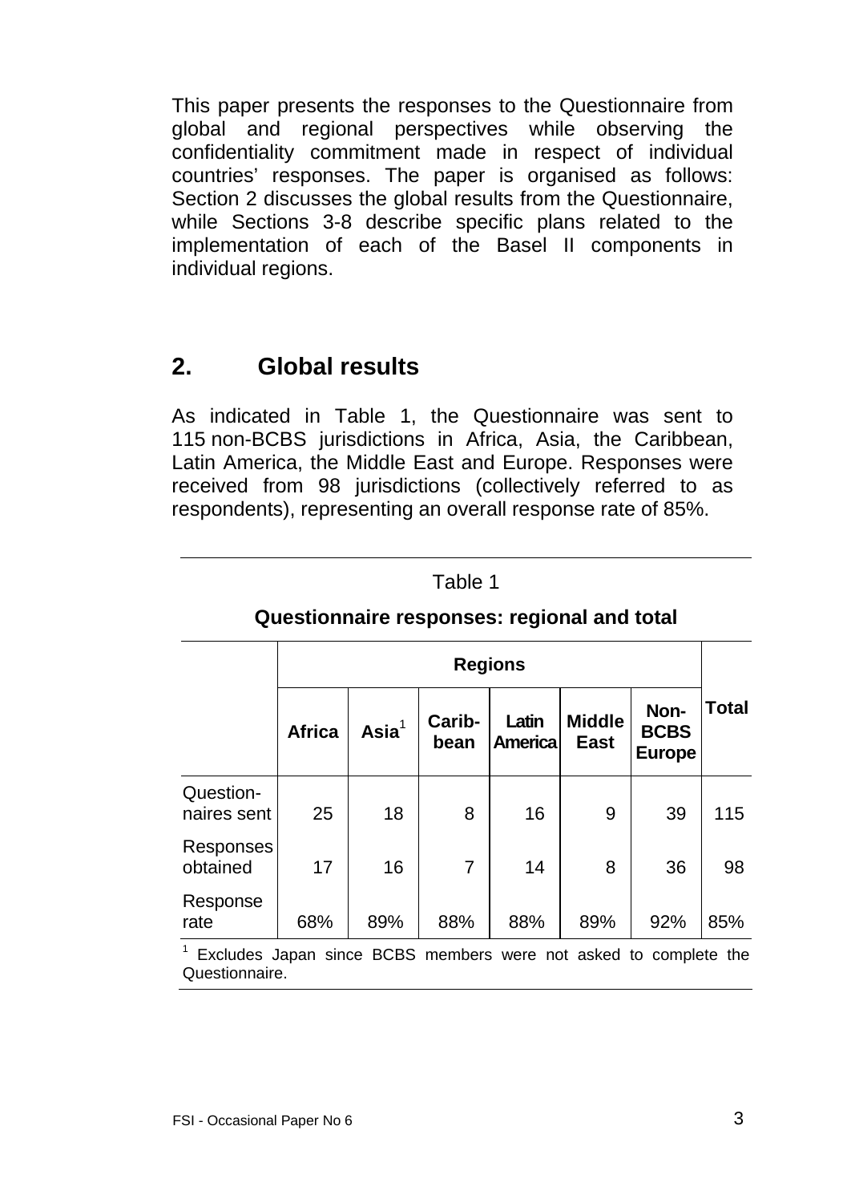This paper presents the responses to the Questionnaire from global and regional perspectives while observing the confidentiality commitment made in respect of individual countries' responses. The paper is organised as follows: Section 2 discusses the global results from the Questionnaire, while Sections 3-8 describe specific plans related to the implementation of each of the Basel II components in individual regions.

## 2. Global results

As indicated in Table 1, the Questionnaire was sent to 115 non-BCBS jurisdictions in Africa, Asia, the Caribbean, Latin America, the Middle East and Europe. Responses were received from 98 jurisdictions (collectively referred to as respondents), representing an overall response rate of 85%.

Table 1

**Questionnaire responses: regional and total**

| | **Regions** | | | | | | **Total** |
|---|---|---|---|---|---|---|---|
| | **Africa** | **Asia**[1] | **Carib-bean** | **Latin America** | **Middle East** | **Non-BCBS Europe** | |
| Question-naires sent | 25 | 18 | 8 | 16 | 9 | 39 | 115 |
| Responses obtained | 17 | 16 | 7 | 14 | 8 | 36 | 98 |
| Response rate | 68% | 89% | 88% | 88% | 89% | 92% | 85% |

[1] Excludes Japan since BCBS members were not asked to complete the Questionnaire.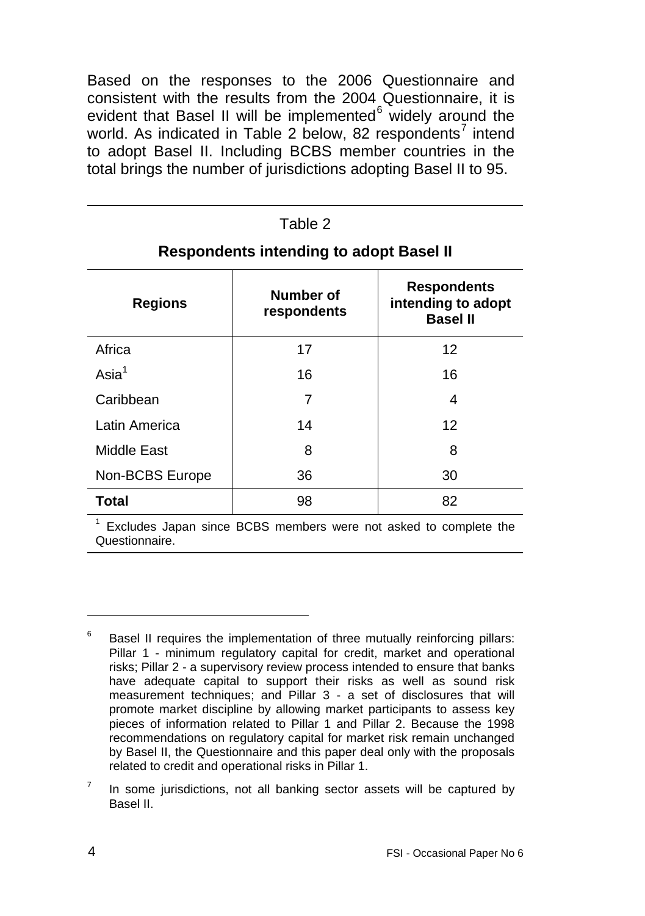Based on the responses to the 2006 Questionnaire and consistent with the results from the 2004 Questionnaire, it is evident that Basel II will be implemented[6] widely around the world. As indicated in Table 2 below, 82 respondents[7] intend to adopt Basel II. Including BCBS member countries in the total brings the number of jurisdictions adopting Basel II to 95.

Table 2

**Respondents intending to adopt Basel II**

| **Regions** | **Number of respondents** | **Respondents intending to adopt Basel II** |
|---|---|---|
| Africa | 17 | 12 |
| Asia[1] | 16 | 16 |
| Caribbean | 7 | 4 |
| Latin America | 14 | 12 |
| Middle East | 8 | 8 |
| Non-BCBS Europe | 36 | 30 |
| **Total** | 98 | 82 |

[1] Excludes Japan since BCBS members were not asked to complete the Questionnaire.

---

[6] Basel II requires the implementation of three mutually reinforcing pillars: Pillar 1 - minimum regulatory capital for credit, market and operational risks; Pillar 2 - a supervisory review process intended to ensure that banks have adequate capital to support their risks as well as sound risk measurement techniques; and Pillar 3 - a set of disclosures that will promote market discipline by allowing market participants to assess key pieces of information related to Pillar 1 and Pillar 2. Because the 1998 recommendations on regulatory capital for market risk remain unchanged by Basel II, the Questionnaire and this paper deal only with the proposals related to credit and operational risks in Pillar 1.

[7] In some jurisdictions, not all banking sector assets will be captured by Basel II.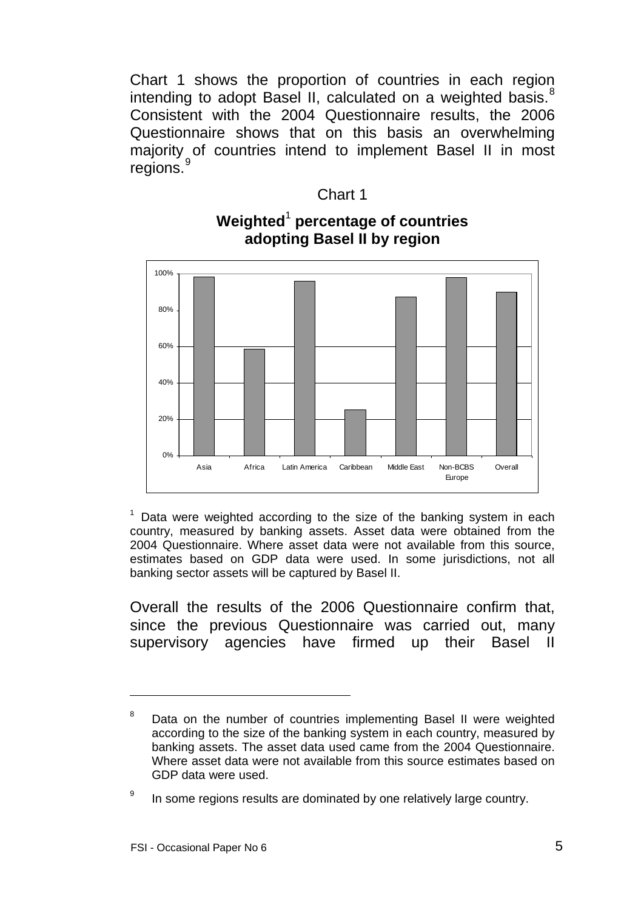Chart 1 shows the proportion of countries in each region intending to adopt Basel II, calculated on a weighted basis.[8] Consistent with the 2004 Questionnaire results, the 2006 Questionnaire shows that on this basis an overwhelming majority of countries intend to implement Basel II in most regions.[9]

Chart 1

**Weighted[1] percentage of countries adopting Basel II by region**

[1] Data were weighted according to the size of the banking system in each country, measured by banking assets. Asset data were obtained from the 2004 Questionnaire. Where asset data were not available from this source, estimates based on GDP data were used. In some jurisdictions, not all banking sector assets will be captured by Basel II.

Overall the results of the 2006 Questionnaire confirm that, since the previous Questionnaire was carried out, many supervisory agencies have firmed up their Basel II

---

[8] Data on the number of countries implementing Basel II were weighted according to the size of the banking system in each country, measured by banking assets. The asset data used came from the 2004 Questionnaire. Where asset data were not available from this source estimates based on GDP data were used.

[9] In some regions results are dominated by one relatively large country.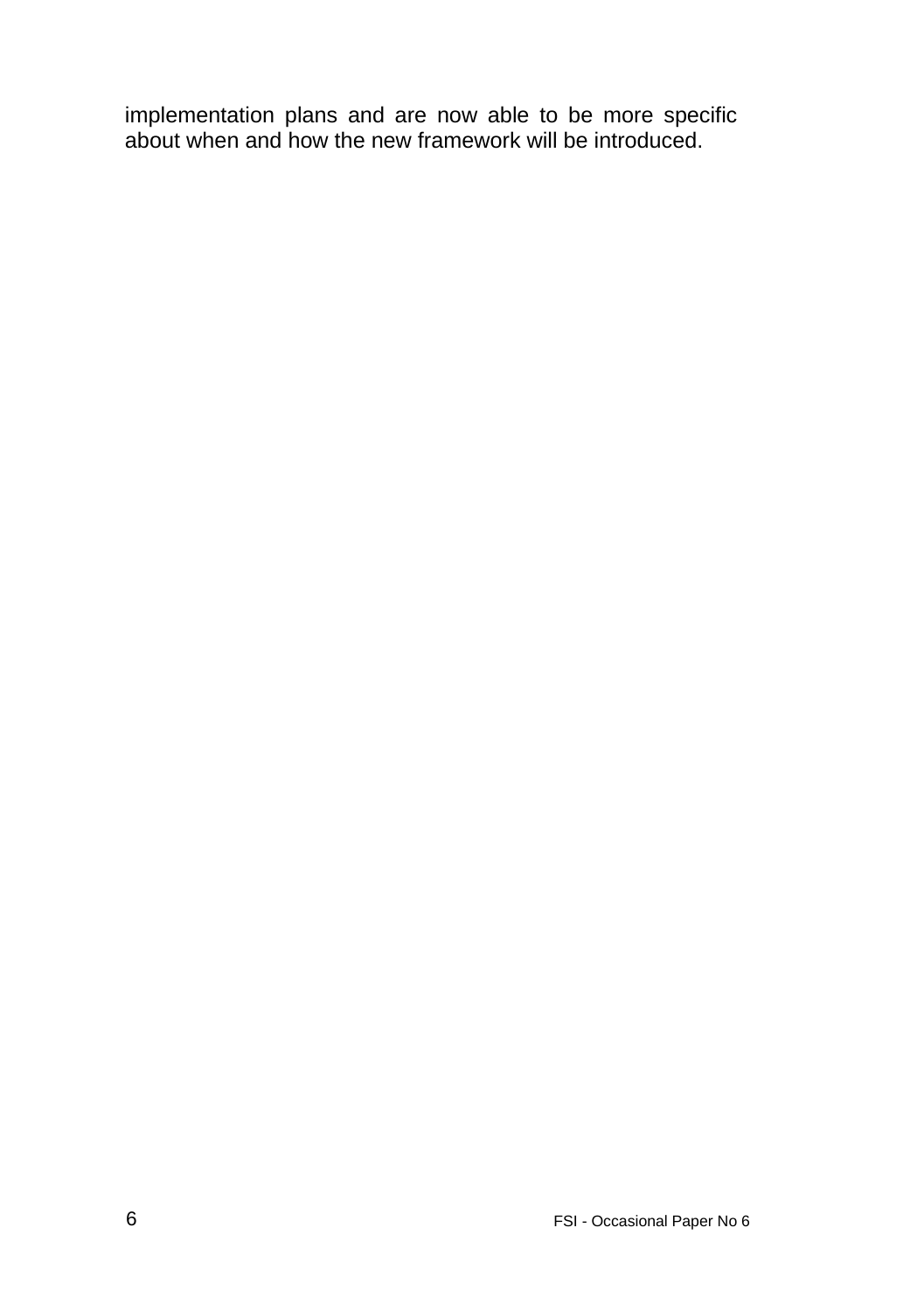implementation plans and are now able to be more specific about when and how the new framework will be introduced.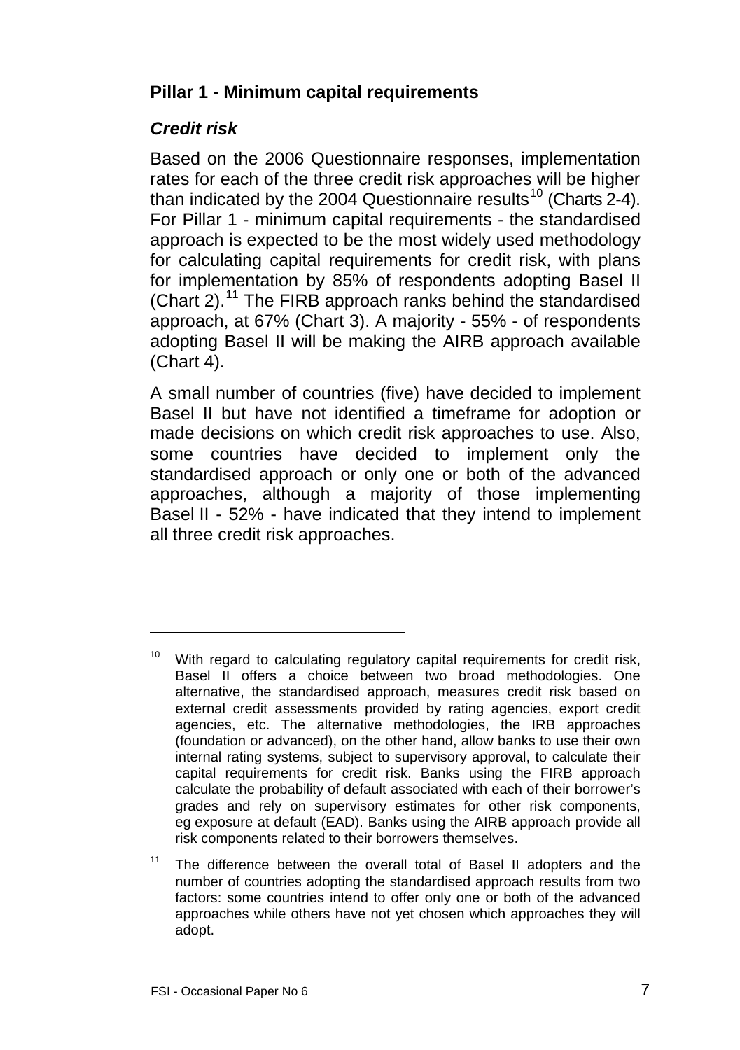## Pillar 1 - Minimum capital requirements

### *Credit risk*

Based on the 2006 Questionnaire responses, implementation rates for each of the three credit risk approaches will be higher than indicated by the 2004 Questionnaire results[10] (Charts 2-4). For Pillar 1 - minimum capital requirements - the standardised approach is expected to be the most widely used methodology for calculating capital requirements for credit risk, with plans for implementation by 85% of respondents adopting Basel II (Chart 2).[11] The FIRB approach ranks behind the standardised approach, at 67% (Chart 3). A majority - 55% - of respondents adopting Basel II will be making the AIRB approach available (Chart 4).

A small number of countries (five) have decided to implement Basel II but have not identified a timeframe for adoption or made decisions on which credit risk approaches to use. Also, some countries have decided to implement only the standardised approach or only one or both of the advanced approaches, although a majority of those implementing Basel II - 52% - have indicated that they intend to implement all three credit risk approaches.

---

[10] With regard to calculating regulatory capital requirements for credit risk, Basel II offers a choice between two broad methodologies. One alternative, the standardised approach, measures credit risk based on external credit assessments provided by rating agencies, export credit agencies, etc. The alternative methodologies, the IRB approaches (foundation or advanced), on the other hand, allow banks to use their own internal rating systems, subject to supervisory approval, to calculate their capital requirements for credit risk. Banks using the FIRB approach calculate the probability of default associated with each of their borrower's grades and rely on supervisory estimates for other risk components, eg exposure at default (EAD). Banks using the AIRB approach provide all risk components related to their borrowers themselves.

[11] The difference between the overall total of Basel II adopters and the number of countries adopting the standardised approach results from two factors: some countries intend to offer only one or both of the advanced approaches while others have not yet chosen which approaches they will adopt.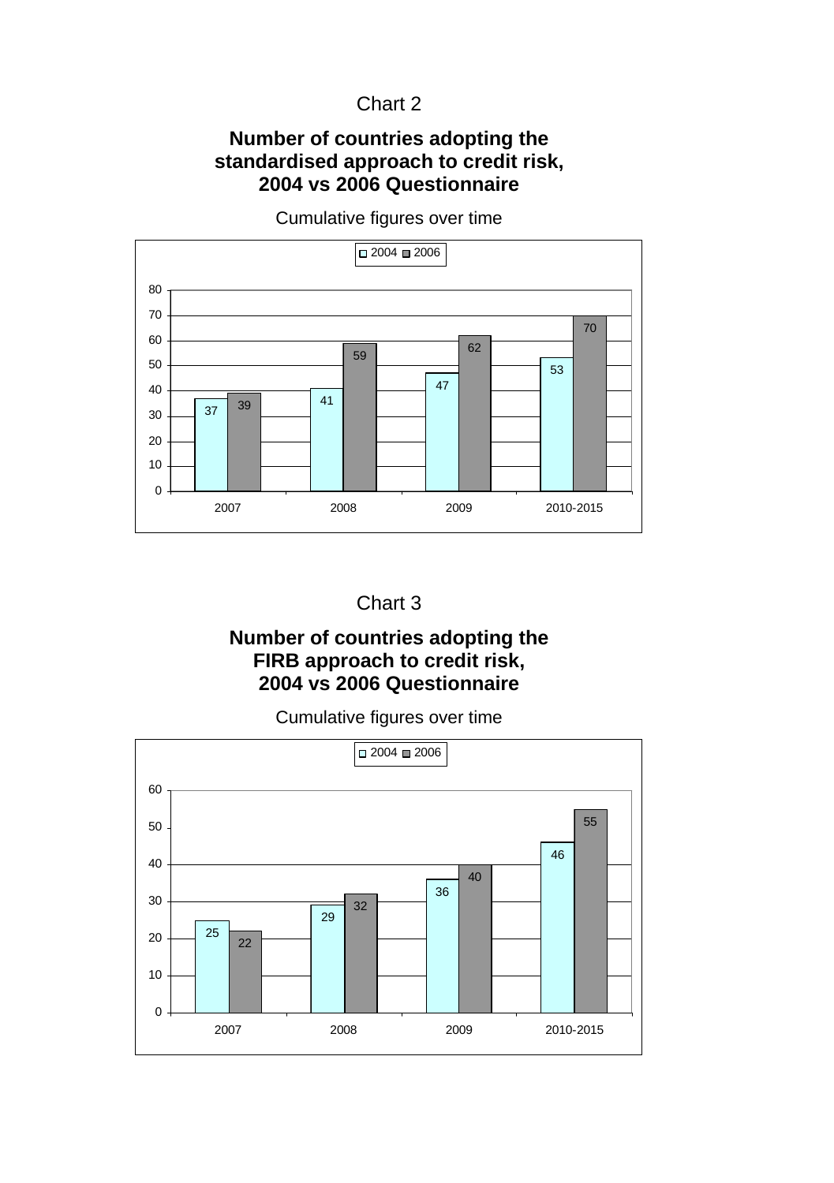Chart 2

**Number of countries adopting the standardised approach to credit risk, 2004 vs 2006 Questionnaire**

Cumulative figures over time

| | 2004 | 2006 |
|---|---|---|
| 2007 | 37 | 39 |
| 2008 | 41 | 59 |
| 2009 | 47 | 62 |
| 2010-2015 | 53 | 70 |

Chart 3

**Number of countries adopting the FIRB approach to credit risk, 2004 vs 2006 Questionnaire**

Cumulative figures over time

| | 2004 | 2006 |
|---|---|---|
| 2007 | 25 | 22 |
| 2008 | 29 | 32 |
| 2009 | 36 | 40 |
| 2010-2015 | 46 | 55 |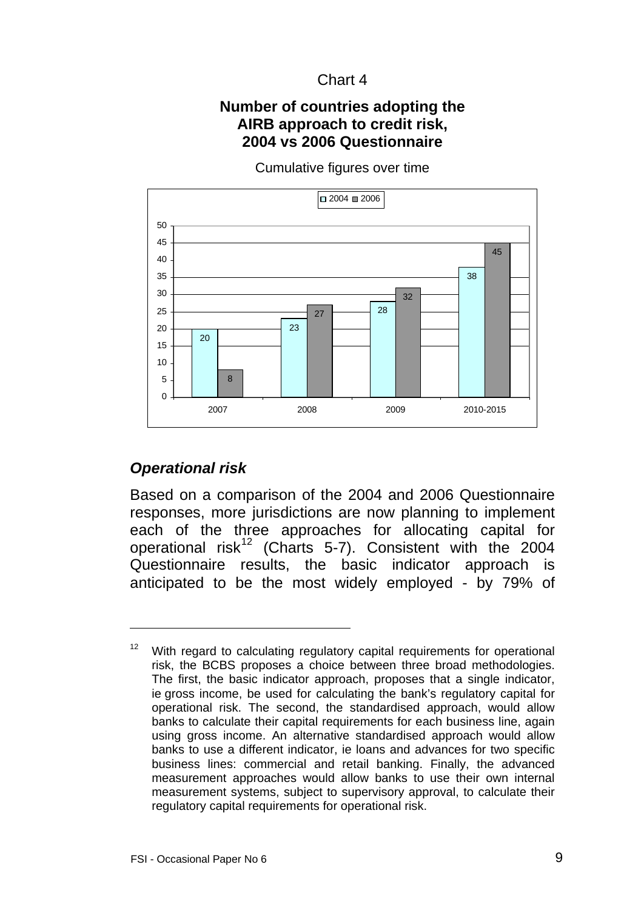Chart 4

**Number of countries adopting the AIRB approach to credit risk, 2004 vs 2006 Questionnaire**

Cumulative figures over time

| | 2004 | 2006 |
|---|---|---|
| 2007 | 20 | 8 |
| 2008 | 23 | 27 |
| 2009 | 28 | 32 |
| 2010-2015 | 38 | 45 |

## *Operational risk*

Based on a comparison of the 2004 and 2006 Questionnaire responses, more jurisdictions are now planning to implement each of the three approaches for allocating capital for operational risk[12] (Charts 5-7). Consistent with the 2004 Questionnaire results, the basic indicator approach is anticipated to be the most widely employed - by 79% of

[12] With regard to calculating regulatory capital requirements for operational risk, the BCBS proposes a choice between three broad methodologies. The first, the basic indicator approach, proposes that a single indicator, ie gross income, be used for calculating the bank's regulatory capital for operational risk. The second, the standardised approach, would allow banks to calculate their capital requirements for each business line, again using gross income. An alternative standardised approach would allow banks to use a different indicator, ie loans and advances for two specific business lines: commercial and retail banking. Finally, the advanced measurement approaches would allow banks to use their own internal measurement systems, subject to supervisory approval, to calculate their regulatory capital requirements for operational risk.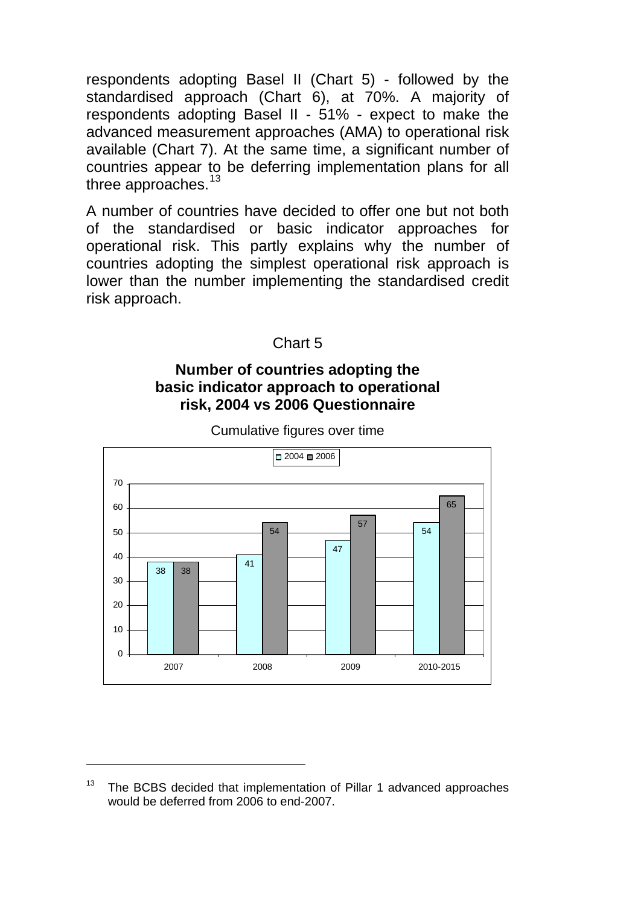respondents adopting Basel II (Chart 5) - followed by the standardised approach (Chart 6), at 70%. A majority of respondents adopting Basel II - 51% - expect to make the advanced measurement approaches (AMA) to operational risk available (Chart 7). At the same time, a significant number of countries appear to be deferring implementation plans for all three approaches.[13]

A number of countries have decided to offer one but not both of the standardised or basic indicator approaches for operational risk. This partly explains why the number of countries adopting the simplest operational risk approach is lower than the number implementing the standardised credit risk approach.

Chart 5

**Number of countries adopting the basic indicator approach to operational risk, 2004 vs 2006 Questionnaire**

Cumulative figures over time

| | 2004 | 2006 |
|---|---|---|
| 2007 | 38 | 38 |
| 2008 | 41 | 54 |
| 2009 | 47 | 57 |
| 2010-2015 | 54 | 65 |

[13] The BCBS decided that implementation of Pillar 1 advanced approaches would be deferred from 2006 to end-2007.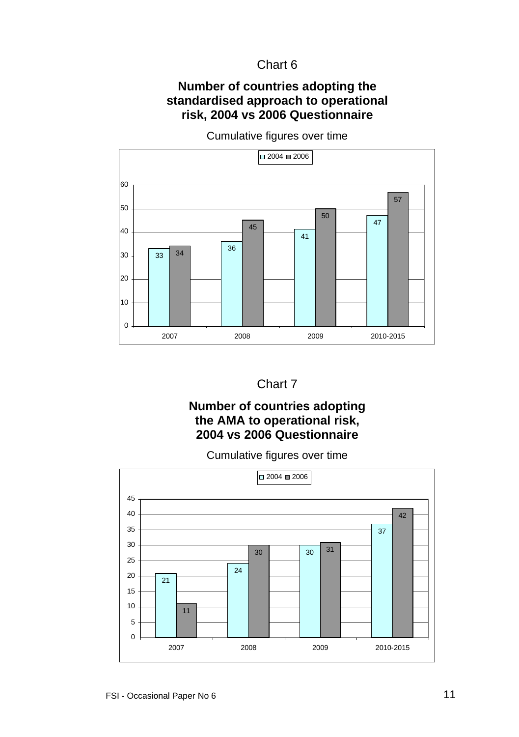Chart 6

**Number of countries adopting the standardised approach to operational risk, 2004 vs 2006 Questionnaire**

Cumulative figures over time

| | 2004 | 2006 |
|---|---|---|
| 2007 | 33 | 34 |
| 2008 | 36 | 45 |
| 2009 | 41 | 50 |
| 2010-2015 | 47 | 57 |

Chart 7

**Number of countries adopting the AMA to operational risk, 2004 vs 2006 Questionnaire**

Cumulative figures over time

| | 2004 | 2006 |
|---|---|---|
| 2007 | 21 | 11 |
| 2008 | 24 | 30 |
| 2009 | 30 | 31 |
| 2010-2015 | 37 | 42 |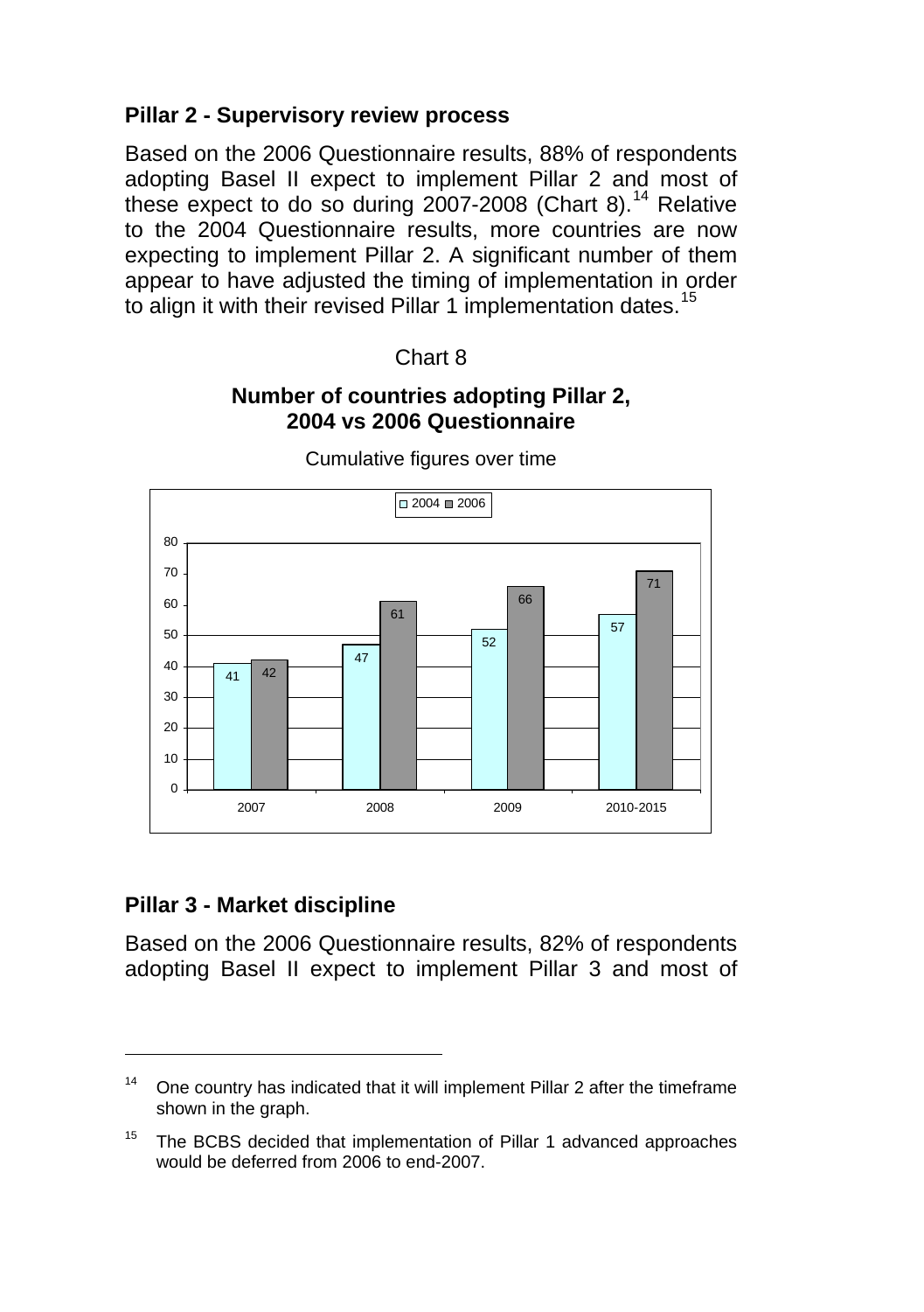## Pillar 2 - Supervisory review process

Based on the 2006 Questionnaire results, 88% of respondents adopting Basel II expect to implement Pillar 2 and most of these expect to do so during 2007-2008 (Chart 8).[14] Relative to the 2004 Questionnaire results, more countries are now expecting to implement Pillar 2. A significant number of them appear to have adjusted the timing of implementation in order to align it with their revised Pillar 1 implementation dates.[15]

Chart 8

**Number of countries adopting Pillar 2, 2004 vs 2006 Questionnaire**

Cumulative figures over time

| | 2004 | 2006 |
|---|---|---|
| 2007 | 41 | 42 |
| 2008 | 47 | 61 |
| 2009 | 52 | 66 |
| 2010-2015 | 57 | 71 |

## Pillar 3 - Market discipline

Based on the 2006 Questionnaire results, 82% of respondents adopting Basel II expect to implement Pillar 3 and most of

---

[14] One country has indicated that it will implement Pillar 2 after the timeframe shown in the graph.

[15] The BCBS decided that implementation of Pillar 1 advanced approaches would be deferred from 2006 to end-2007.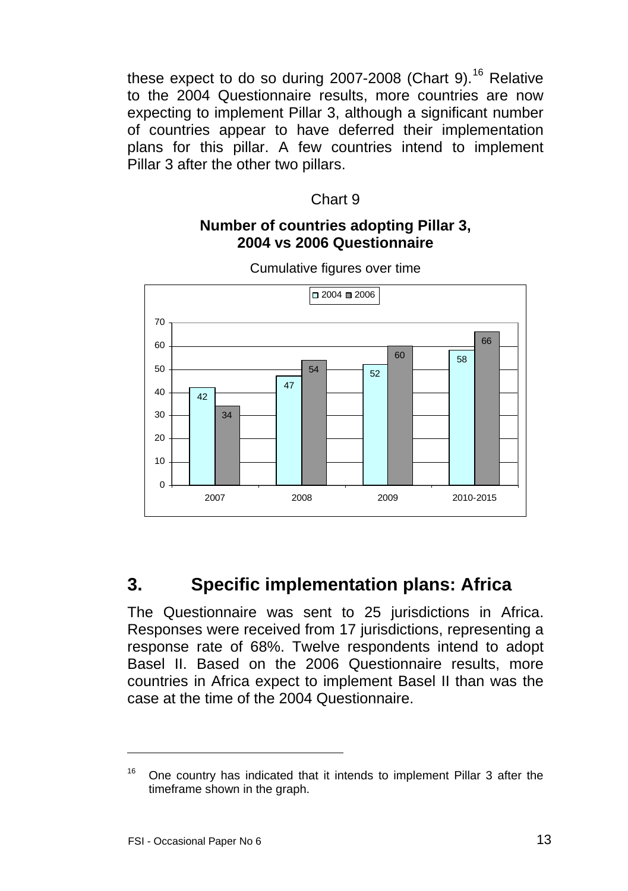these expect to do so during 2007-2008 (Chart 9).[16] Relative to the 2004 Questionnaire results, more countries are now expecting to implement Pillar 3, although a significant number of countries appear to have deferred their implementation plans for this pillar. A few countries intend to implement Pillar 3 after the other two pillars.

Chart 9

**Number of countries adopting Pillar 3, 2004 vs 2006 Questionnaire**

Cumulative figures over time

| | 2007 | 2008 | 2009 | 2010-2015 |
|---|---|---|---|---|
| 2004 | 42 | 47 | 52 | 58 |
| 2006 | 34 | 54 | 60 | 66 |

## 3. Specific implementation plans: Africa

The Questionnaire was sent to 25 jurisdictions in Africa. Responses were received from 17 jurisdictions, representing a response rate of 68%. Twelve respondents intend to adopt Basel II. Based on the 2006 Questionnaire results, more countries in Africa expect to implement Basel II than was the case at the time of the 2004 Questionnaire.

---

[16] One country has indicated that it intends to implement Pillar 3 after the timeframe shown in the graph.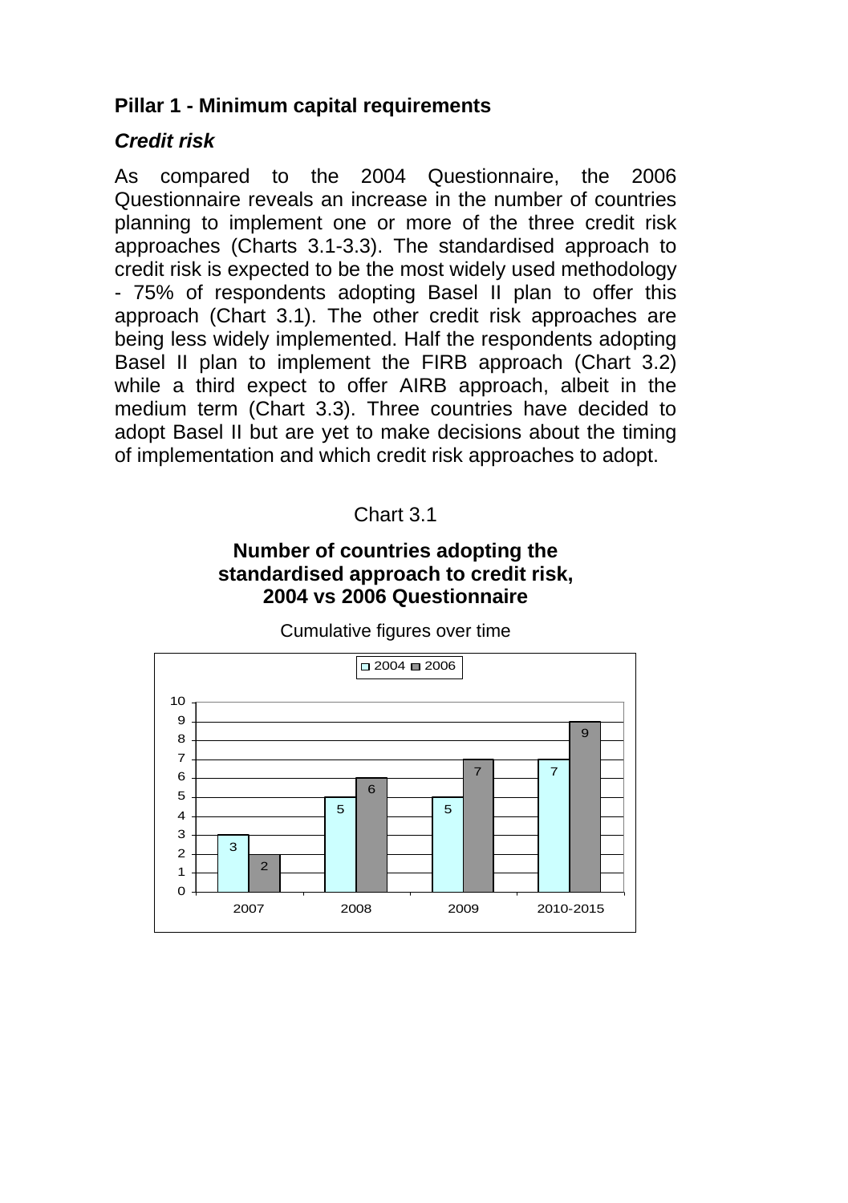## Pillar 1 - Minimum capital requirements

### *Credit risk*

As compared to the 2004 Questionnaire, the 2006 Questionnaire reveals an increase in the number of countries planning to implement one or more of the three credit risk approaches (Charts 3.1-3.3). The standardised approach to credit risk is expected to be the most widely used methodology - 75% of respondents adopting Basel II plan to offer this approach (Chart 3.1). The other credit risk approaches are being less widely implemented. Half the respondents adopting Basel II plan to implement the FIRB approach (Chart 3.2) while a third expect to offer AIRB approach, albeit in the medium term (Chart 3.3). Three countries have decided to adopt Basel II but are yet to make decisions about the timing of implementation and which credit risk approaches to adopt.

Chart 3.1

**Number of countries adopting the standardised approach to credit risk, 2004 vs 2006 Questionnaire**

Cumulative figures over time

| | 2004 | 2006 |
|---|---|---|
| 2007 | 3 | 2 |
| 2008 | 5 | 6 |
| 2009 | 5 | 7 |
| 2010-2015 | 7 | 9 |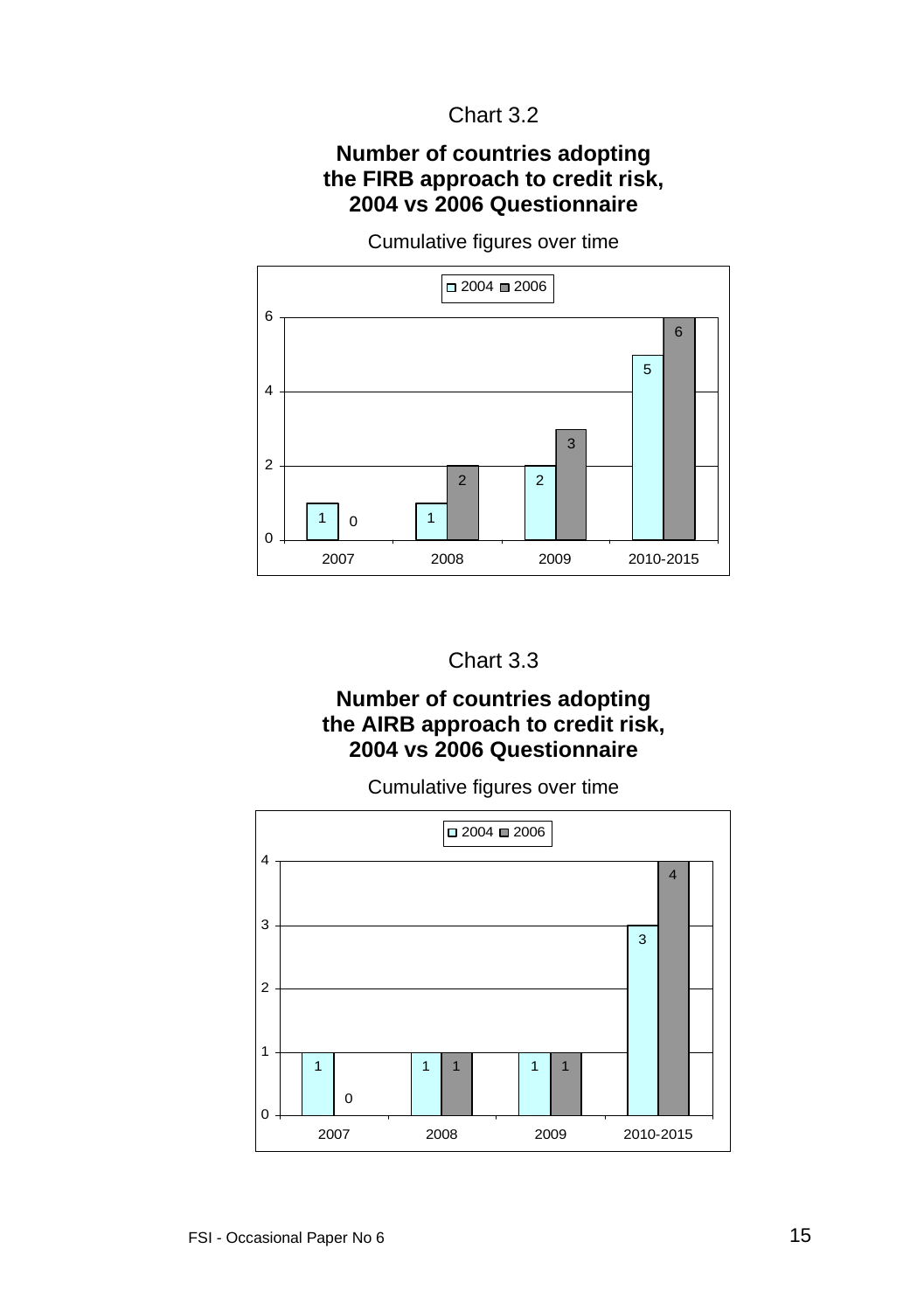Chart 3.2

**Number of countries adopting the FIRB approach to credit risk, 2004 vs 2006 Questionnaire**

Cumulative figures over time

| | 2007 | 2008 | 2009 | 2010-2015 |
|---|---|---|---|---|
| 2004 | 1 | 1 | 2 | 5 |
| 2006 | 0 | 2 | 3 | 6 |

Chart 3.3

**Number of countries adopting the AIRB approach to credit risk, 2004 vs 2006 Questionnaire**

Cumulative figures over time

| | 2007 | 2008 | 2009 | 2010-2015 |
|---|---|---|---|---|
| 2004 | 1 | 1 | 1 | 3 |
| 2006 | 0 | 1 | 1 | 4 |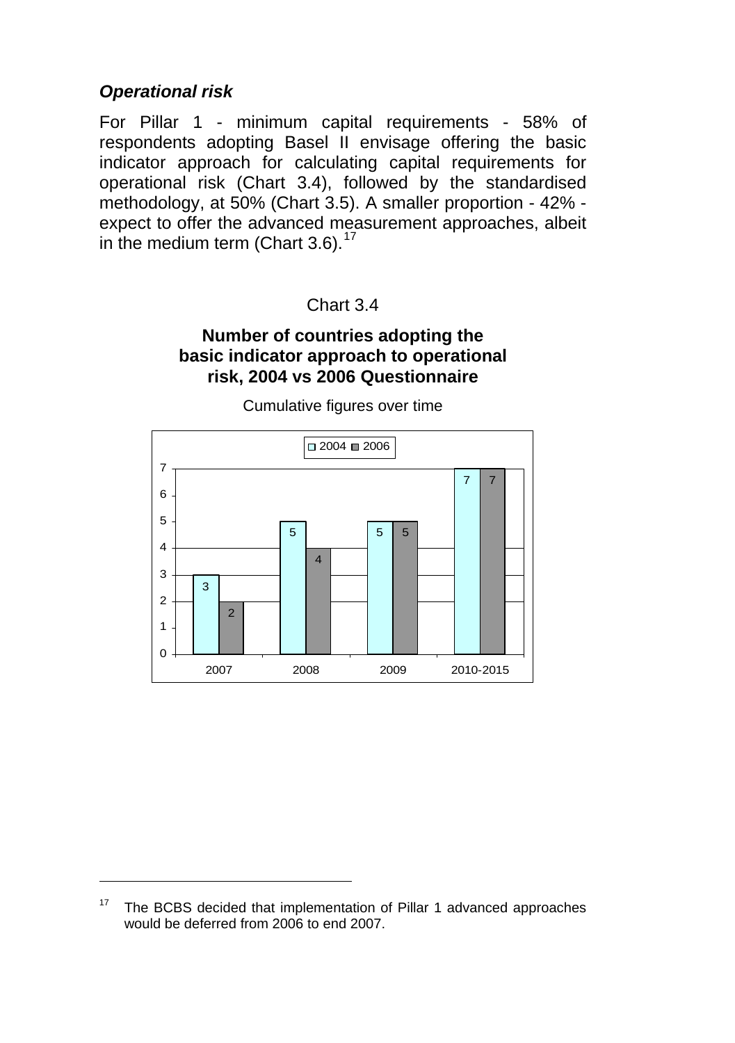### *Operational risk*

For Pillar 1 - minimum capital requirements - 58% of respondents adopting Basel II envisage offering the basic indicator approach for calculating capital requirements for operational risk (Chart 3.4), followed by the standardised methodology, at 50% (Chart 3.5). A smaller proportion - 42% - expect to offer the advanced measurement approaches, albeit in the medium term (Chart 3.6).[17]

Chart 3.4

**Number of countries adopting the basic indicator approach to operational risk, 2004 vs 2006 Questionnaire**

Cumulative figures over time

| | 2007 | 2008 | 2009 | 2010-2015 |
|---|---|---|---|---|
| 2004 | 3 | 5 | 5 | 7 |
| 2006 | 2 | 4 | 5 | 7 |

[17] The BCBS decided that implementation of Pillar 1 advanced approaches would be deferred from 2006 to end 2007.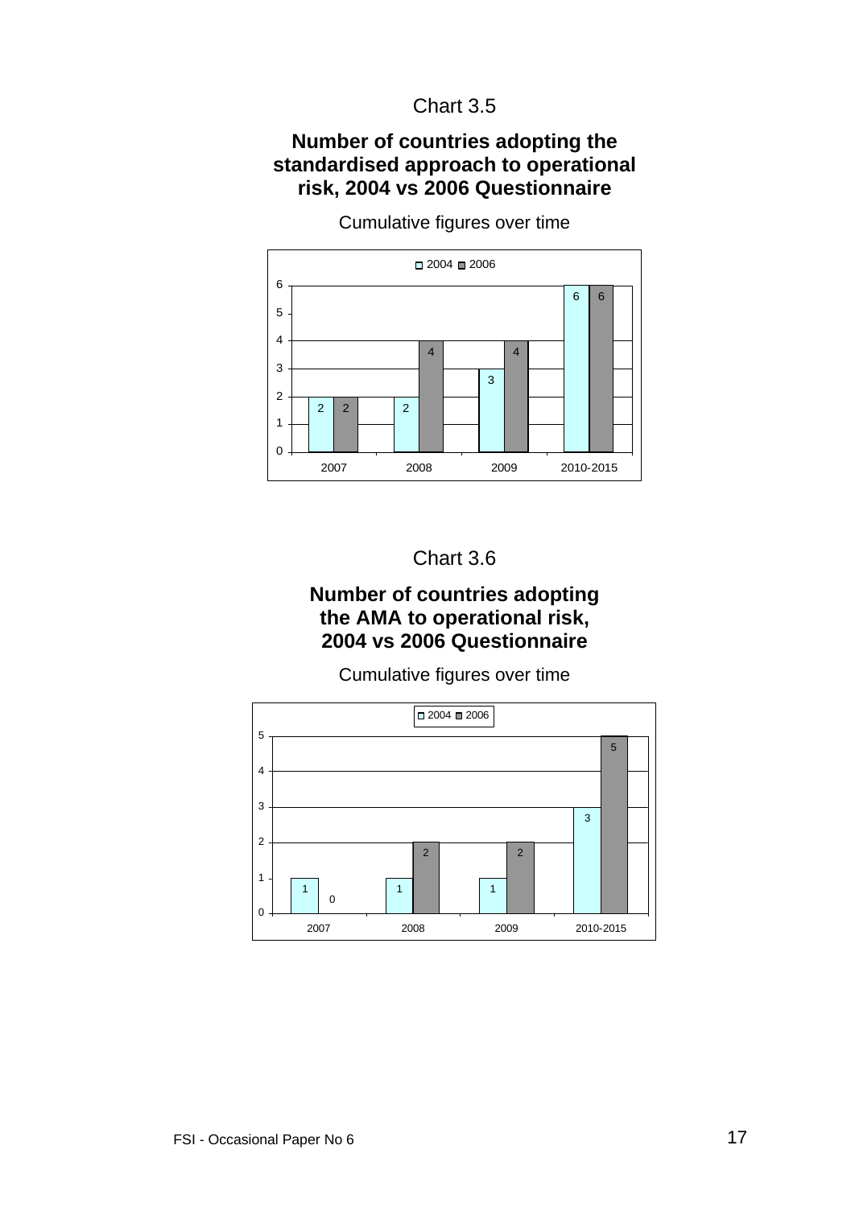Chart 3.5

**Number of countries adopting the standardised approach to operational risk, 2004 vs 2006 Questionnaire**

Cumulative figures over time

| | 2004 | 2006 |
|---|---|---|
| 2007 | 2 | 2 |
| 2008 | 2 | 4 |
| 2009 | 3 | 4 |
| 2010-2015 | 6 | 6 |

Chart 3.6

**Number of countries adopting the AMA to operational risk, 2004 vs 2006 Questionnaire**

Cumulative figures over time

| | 2004 | 2006 |
|---|---|---|
| 2007 | 1 | 0 |
| 2008 | 1 | 2 |
| 2009 | 1 | 2 |
| 2010-2015 | 3 | 5 |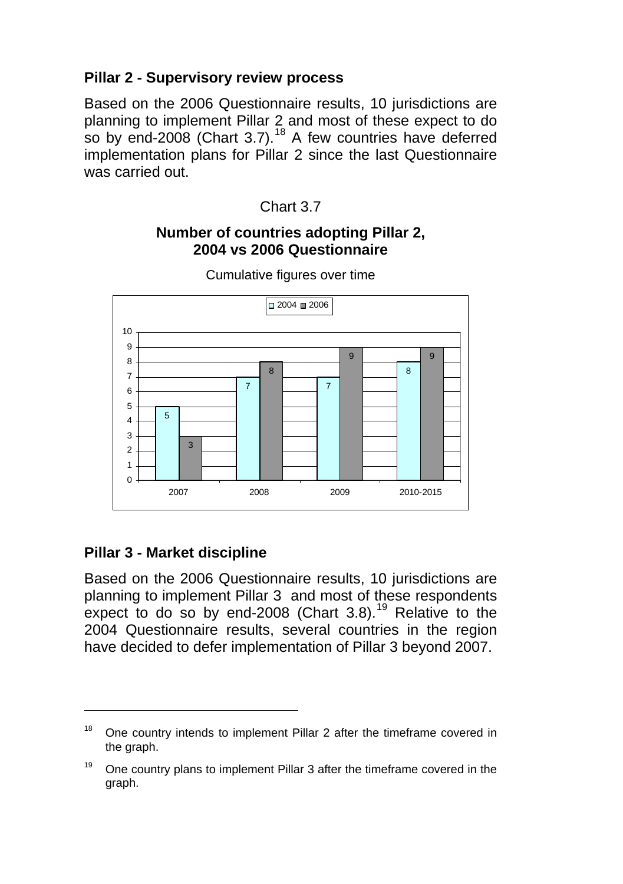### Pillar 2 - Supervisory review process

Based on the 2006 Questionnaire results, 10 jurisdictions are planning to implement Pillar 2 and most of these expect to do so by end-2008 (Chart 3.7).[18] A few countries have deferred implementation plans for Pillar 2 since the last Questionnaire was carried out.

Chart 3.7

**Number of countries adopting Pillar 2, 2004 vs 2006 Questionnaire**

Cumulative figures over time

| | 2004 | 2006 |
|---|---|---|
| 2007 | 5 | 3 |
| 2008 | 7 | 8 |
| 2009 | 7 | 9 |
| 2010-2015 | 8 | 9 |

### Pillar 3 - Market discipline

Based on the 2006 Questionnaire results, 10 jurisdictions are planning to implement Pillar 3 and most of these respondents expect to do so by end-2008 (Chart 3.8).[19] Relative to the 2004 Questionnaire results, several countries in the region have decided to defer implementation of Pillar 3 beyond 2007.

---

[18] One country intends to implement Pillar 2 after the timeframe covered in the graph.

[19] One country plans to implement Pillar 3 after the timeframe covered in the graph.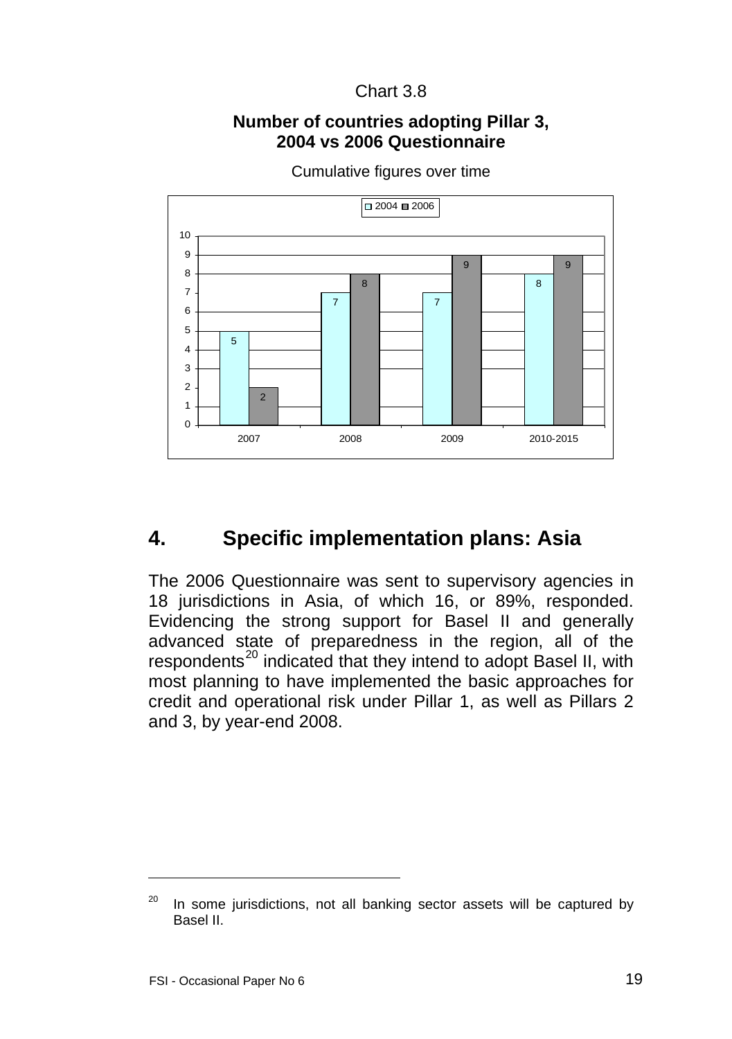Chart 3.8

**Number of countries adopting Pillar 3, 2004 vs 2006 Questionnaire**

Cumulative figures over time

| | 2004 | 2006 |
|---|---|---|
| 2007 | 5 | 2 |
| 2008 | 7 | 8 |
| 2009 | 7 | 9 |
| 2010-2015 | 8 | 9 |

## 4. Specific implementation plans: Asia

The 2006 Questionnaire was sent to supervisory agencies in 18 jurisdictions in Asia, of which 16, or 89%, responded. Evidencing the strong support for Basel II and generally advanced state of preparedness in the region, all of the respondents[20] indicated that they intend to adopt Basel II, with most planning to have implemented the basic approaches for credit and operational risk under Pillar 1, as well as Pillars 2 and 3, by year-end 2008.

[20] In some jurisdictions, not all banking sector assets will be captured by Basel II.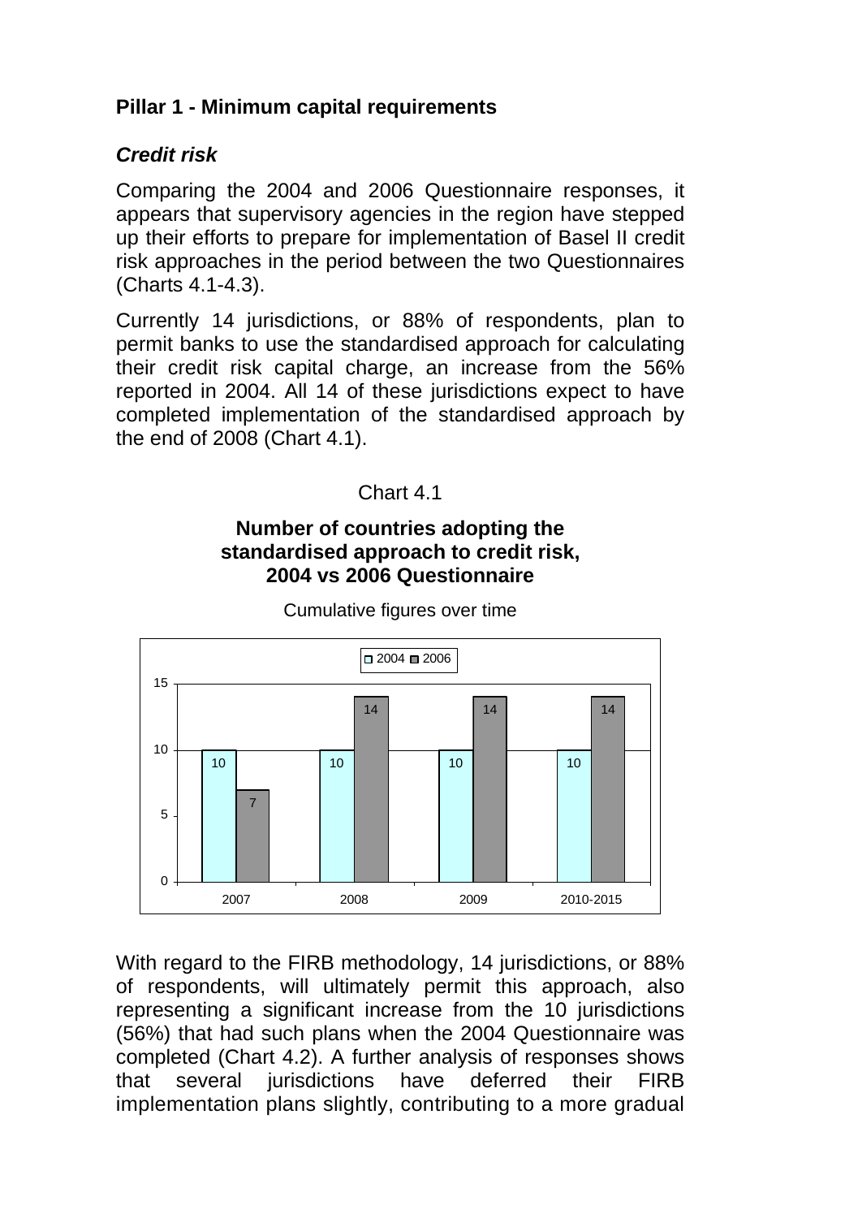## Pillar 1 - Minimum capital requirements

### *Credit risk*

Comparing the 2004 and 2006 Questionnaire responses, it appears that supervisory agencies in the region have stepped up their efforts to prepare for implementation of Basel II credit risk approaches in the period between the two Questionnaires (Charts 4.1-4.3).

Currently 14 jurisdictions, or 88% of respondents, plan to permit banks to use the standardised approach for calculating their credit risk capital charge, an increase from the 56% reported in 2004. All 14 of these jurisdictions expect to have completed implementation of the standardised approach by the end of 2008 (Chart 4.1).

Chart 4.1

**Number of countries adopting the standardised approach to credit risk, 2004 vs 2006 Questionnaire**

Cumulative figures over time

| | 2007 | 2008 | 2009 | 2010-2015 |
|---|---|---|---|---|
| 2004 | 10 | 10 | 10 | 10 |
| 2006 | 7 | 14 | 14 | 14 |

With regard to the FIRB methodology, 14 jurisdictions, or 88% of respondents, will ultimately permit this approach, also representing a significant increase from the 10 jurisdictions (56%) that had such plans when the 2004 Questionnaire was completed (Chart 4.2). A further analysis of responses shows that several jurisdictions have deferred their FIRB implementation plans slightly, contributing to a more gradual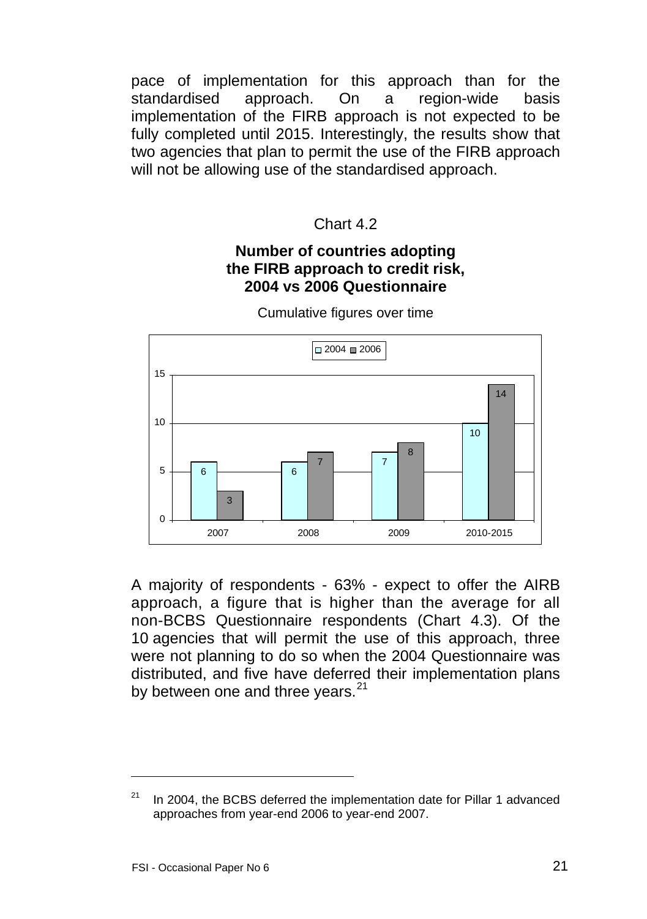pace of implementation for this approach than for the standardised approach. On a region-wide basis implementation of the FIRB approach is not expected to be fully completed until 2015. Interestingly, the results show that two agencies that plan to permit the use of the FIRB approach will not be allowing use of the standardised approach.

Chart 4.2

**Number of countries adopting the FIRB approach to credit risk, 2004 vs 2006 Questionnaire**

Cumulative figures over time

| | 2004 | 2006 |
|---|---|---|
| 2007 | 6 | 3 |
| 2008 | 6 | 7 |
| 2009 | 7 | 8 |
| 2010-2015 | 10 | 14 |

A majority of respondents - 63% - expect to offer the AIRB approach, a figure that is higher than the average for all non-BCBS Questionnaire respondents (Chart 4.3). Of the 10 agencies that will permit the use of this approach, three were not planning to do so when the 2004 Questionnaire was distributed, and five have deferred their implementation plans by between one and three years.[21]

[21] In 2004, the BCBS deferred the implementation date for Pillar 1 advanced approaches from year-end 2006 to year-end 2007.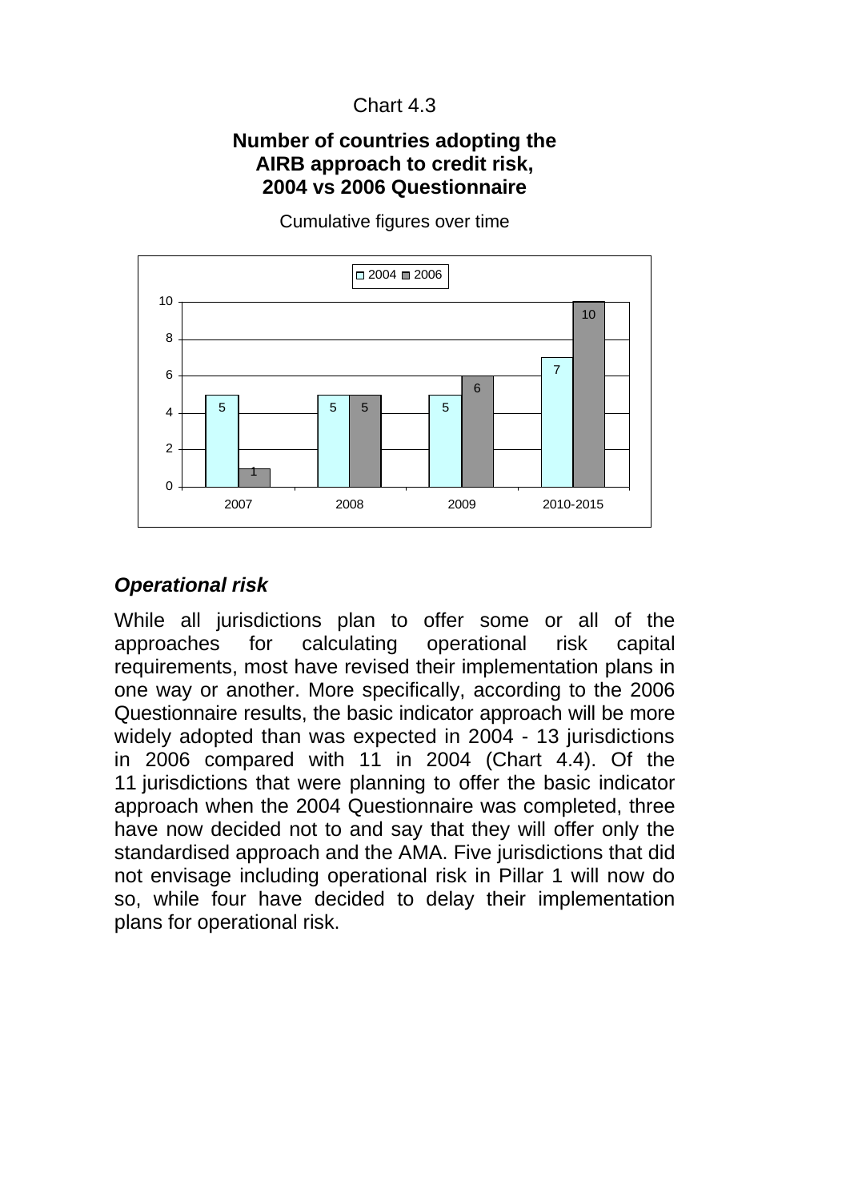Chart 4.3

**Number of countries adopting the AIRB approach to credit risk, 2004 vs 2006 Questionnaire**

Cumulative figures over time

| | 2004 | 2006 |
|---|---|---|
| 2007 | 5 | 1 |
| 2008 | 5 | 5 |
| 2009 | 5 | 6 |
| 2010-2015 | 7 | 10 |

### *Operational risk*

While all jurisdictions plan to offer some or all of the approaches for calculating operational risk capital requirements, most have revised their implementation plans in one way or another. More specifically, according to the 2006 Questionnaire results, the basic indicator approach will be more widely adopted than was expected in 2004 - 13 jurisdictions in 2006 compared with 11 in 2004 (Chart 4.4). Of the 11 jurisdictions that were planning to offer the basic indicator approach when the 2004 Questionnaire was completed, three have now decided not to and say that they will offer only the standardised approach and the AMA. Five jurisdictions that did not envisage including operational risk in Pillar 1 will now do so, while four have decided to delay their implementation plans for operational risk.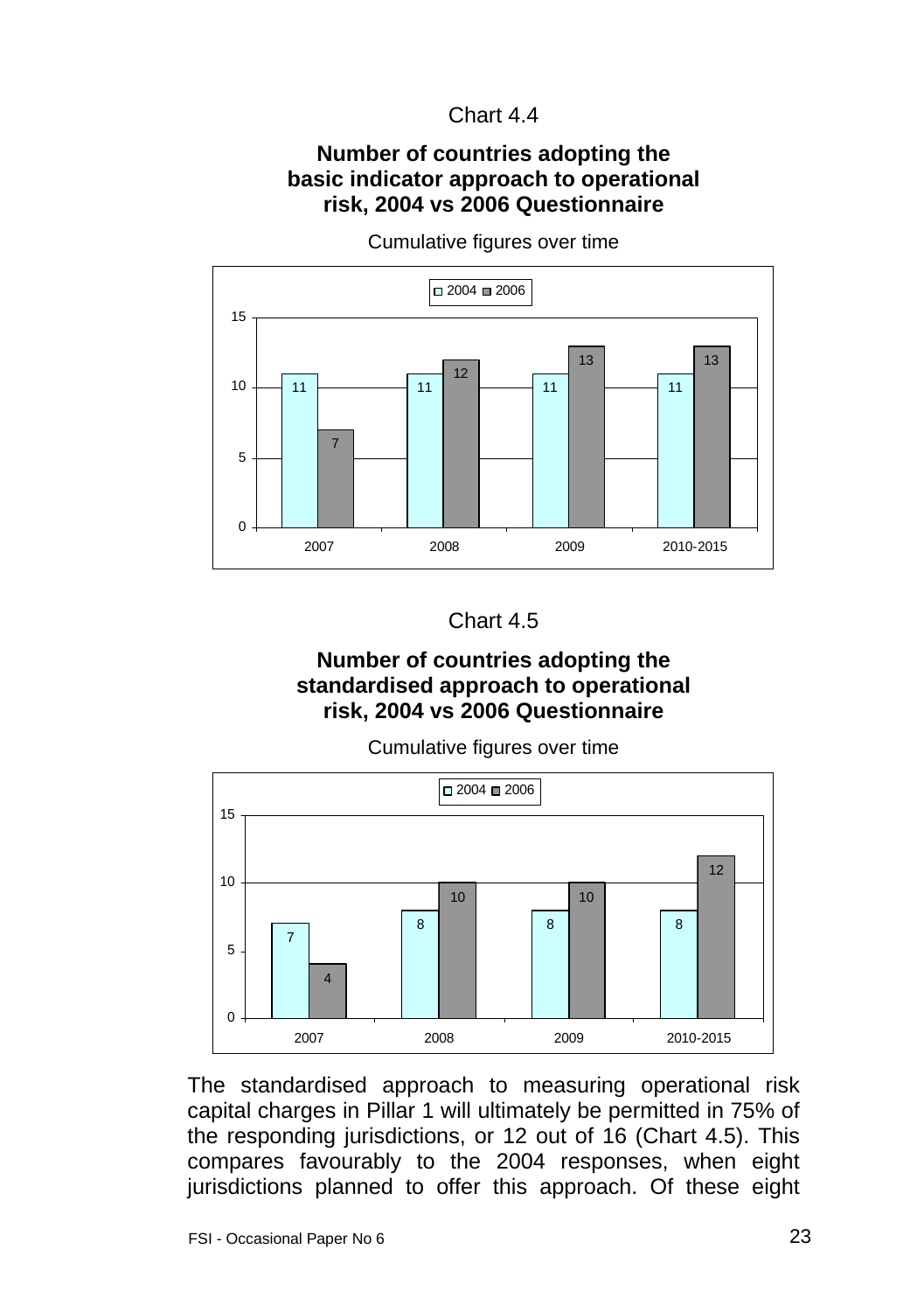Chart 4.4

**Number of countries adopting the basic indicator approach to operational risk, 2004 vs 2006 Questionnaire**

Cumulative figures over time

| | 2007 | 2008 | 2009 | 2010-2015 |
|---|---|---|---|---|
| 2004 | 11 | 11 | 11 | 11 |
| 2006 | 7 | 12 | 13 | 13 |

Chart 4.5

**Number of countries adopting the standardised approach to operational risk, 2004 vs 2006 Questionnaire**

Cumulative figures over time

| | 2007 | 2008 | 2009 | 2010-2015 |
|---|---|---|---|---|
| 2004 | 7 | 8 | 8 | 8 |
| 2006 | 4 | 10 | 10 | 12 |

The standardised approach to measuring operational risk capital charges in Pillar 1 will ultimately be permitted in 75% of the responding jurisdictions, or 12 out of 16 (Chart 4.5). This compares favourably to the 2004 responses, when eight jurisdictions planned to offer this approach. Of these eight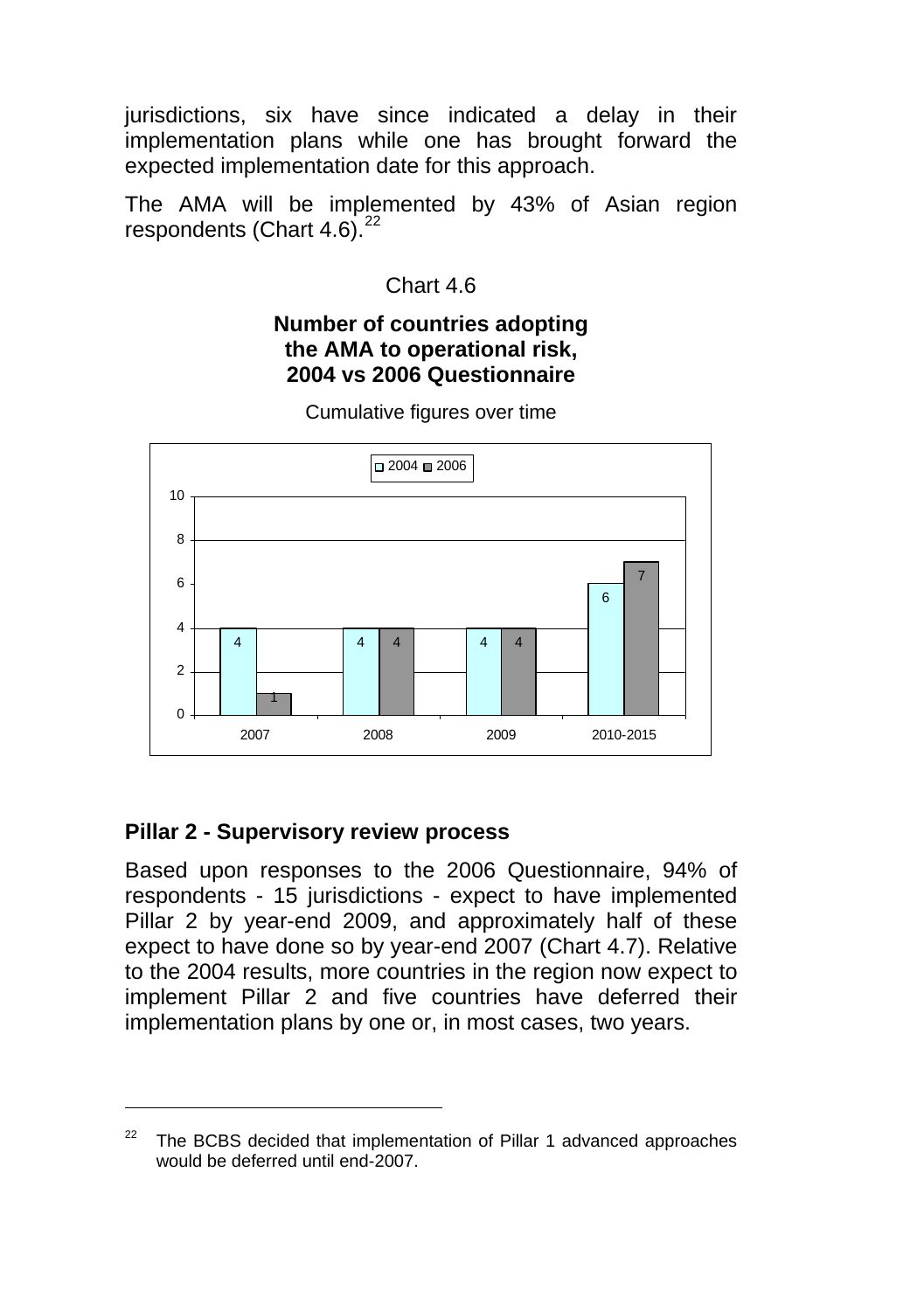jurisdictions, six have since indicated a delay in their implementation plans while one has brought forward the expected implementation date for this approach.

The AMA will be implemented by 43% of Asian region respondents (Chart 4.6).[22]

Chart 4.6

**Number of countries adopting the AMA to operational risk, 2004 vs 2006 Questionnaire**

Cumulative figures over time

| | 2004 | 2006 |
|---|---|---|
| 2007 | 4 | 1 |
| 2008 | 4 | 4 |
| 2009 | 4 | 4 |
| 2010-2015 | 6 | 7 |

## Pillar 2 - Supervisory review process

Based upon responses to the 2006 Questionnaire, 94% of respondents - 15 jurisdictions - expect to have implemented Pillar 2 by year-end 2009, and approximately half of these expect to have done so by year-end 2007 (Chart 4.7). Relative to the 2004 results, more countries in the region now expect to implement Pillar 2 and five countries have deferred their implementation plans by one or, in most cases, two years.

[22] The BCBS decided that implementation of Pillar 1 advanced approaches would be deferred until end-2007.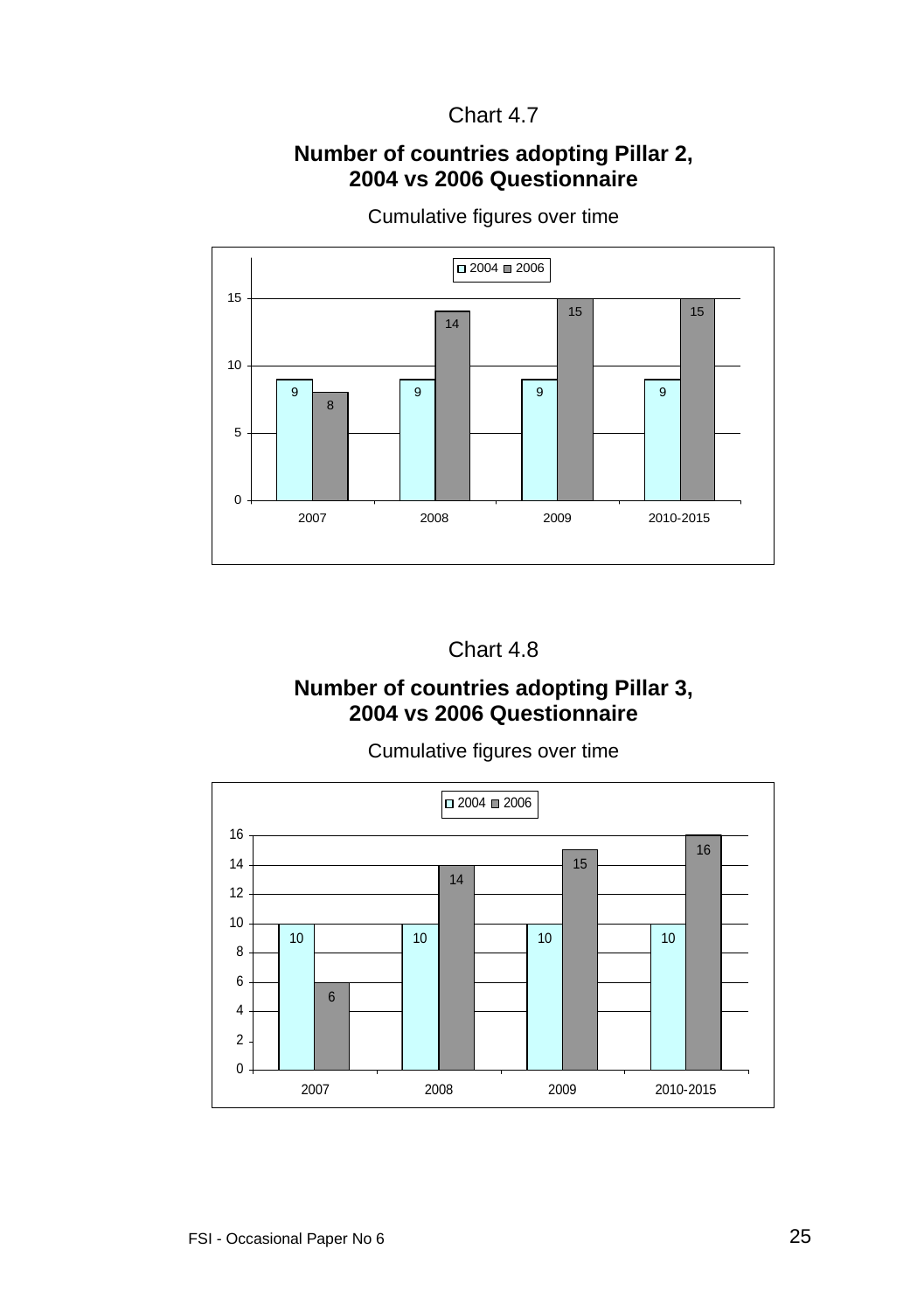Chart 4.7

**Number of countries adopting Pillar 2, 2004 vs 2006 Questionnaire**

Cumulative figures over time

| | 2004 | 2006 |
|---|---|---|
| 2007 | 9 | 8 |
| 2008 | 9 | 14 |
| 2009 | 9 | 15 |
| 2010-2015 | 9 | 15 |

Chart 4.8

**Number of countries adopting Pillar 3, 2004 vs 2006 Questionnaire**

Cumulative figures over time

| | 2004 | 2006 |
|---|---|---|
| 2007 | 10 | 6 |
| 2008 | 10 | 14 |
| 2009 | 10 | 15 |
| 2010-2015 | 10 | 16 |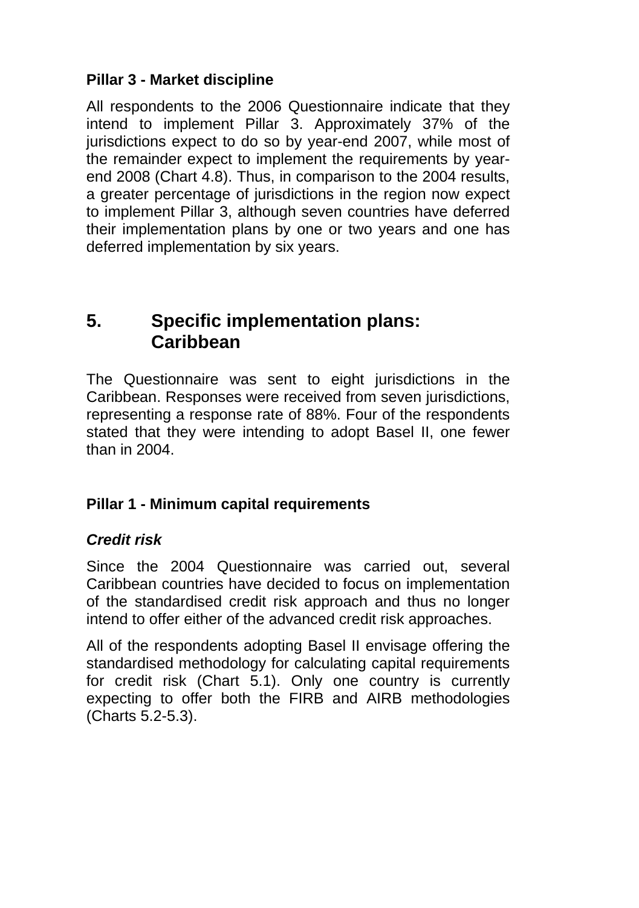### Pillar 3 - Market discipline

All respondents to the 2006 Questionnaire indicate that they intend to implement Pillar 3. Approximately 37% of the jurisdictions expect to do so by year-end 2007, while most of the remainder expect to implement the requirements by year-end 2008 (Chart 4.8). Thus, in comparison to the 2004 results, a greater percentage of jurisdictions in the region now expect to implement Pillar 3, although seven countries have deferred their implementation plans by one or two years and one has deferred implementation by six years.

## 5. Specific implementation plans: Caribbean

The Questionnaire was sent to eight jurisdictions in the Caribbean. Responses were received from seven jurisdictions, representing a response rate of 88%. Four of the respondents stated that they were intending to adopt Basel II, one fewer than in 2004.

### Pillar 1 - Minimum capital requirements

#### *Credit risk*

Since the 2004 Questionnaire was carried out, several Caribbean countries have decided to focus on implementation of the standardised credit risk approach and thus no longer intend to offer either of the advanced credit risk approaches.

All of the respondents adopting Basel II envisage offering the standardised methodology for calculating capital requirements for credit risk (Chart 5.1). Only one country is currently expecting to offer both the FIRB and AIRB methodologies (Charts 5.2-5.3).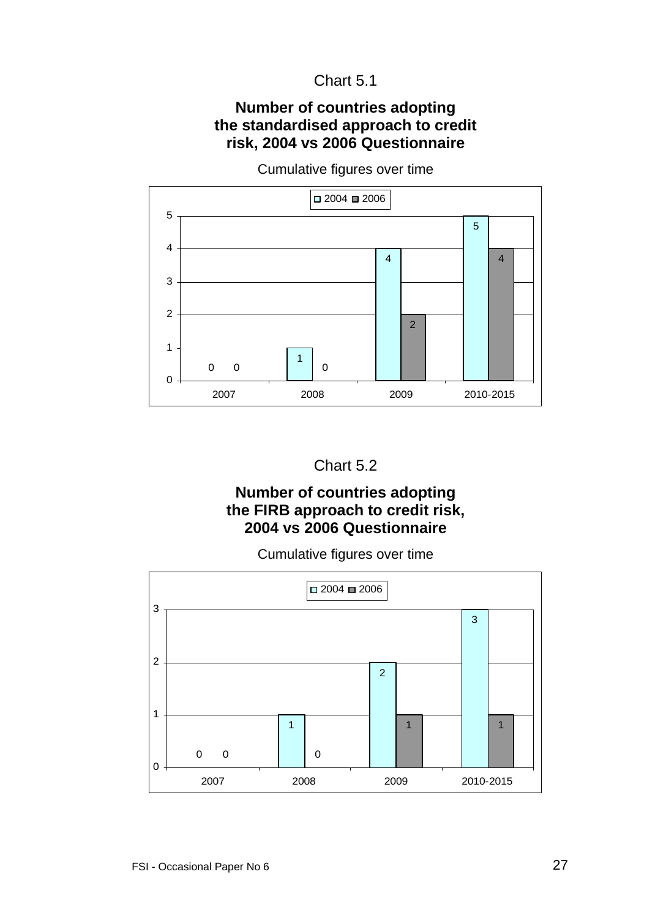Chart 5.1

**Number of countries adopting the standardised approach to credit risk, 2004 vs 2006 Questionnaire**

Cumulative figures over time

| | 2004 | 2006 |
|---|---|---|
| 2007 | 0 | 0 |
| 2008 | 1 | 0 |
| 2009 | 4 | 2 |
| 2010-2015 | 5 | 4 |

Chart 5.2

**Number of countries adopting the FIRB approach to credit risk, 2004 vs 2006 Questionnaire**

Cumulative figures over time

| | 2004 | 2006 |
|---|---|---|
| 2007 | 0 | 0 |
| 2008 | 1 | 0 |
| 2009 | 2 | 1 |
| 2010-2015 | 3 | 1 |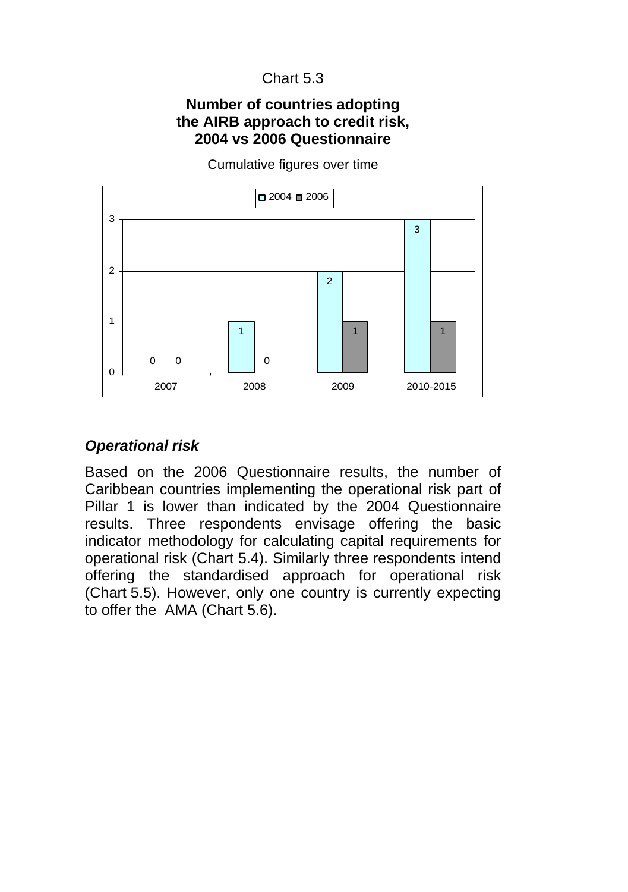Chart 5.3

**Number of countries adopting the AIRB approach to credit risk, 2004 vs 2006 Questionnaire**

Cumulative figures over time

| | 2007 | 2008 | 2009 | 2010-2015 |
|---|---|---|---|---|
| 2004 | 0 | 1 | 2 | 3 |
| 2006 | 0 | 0 | 1 | 1 |

### *Operational risk*

Based on the 2006 Questionnaire results, the number of Caribbean countries implementing the operational risk part of Pillar 1 is lower than indicated by the 2004 Questionnaire results. Three respondents envisage offering the basic indicator methodology for calculating capital requirements for operational risk (Chart 5.4). Similarly three respondents intend offering the standardised approach for operational risk (Chart 5.5). However, only one country is currently expecting to offer the AMA (Chart 5.6).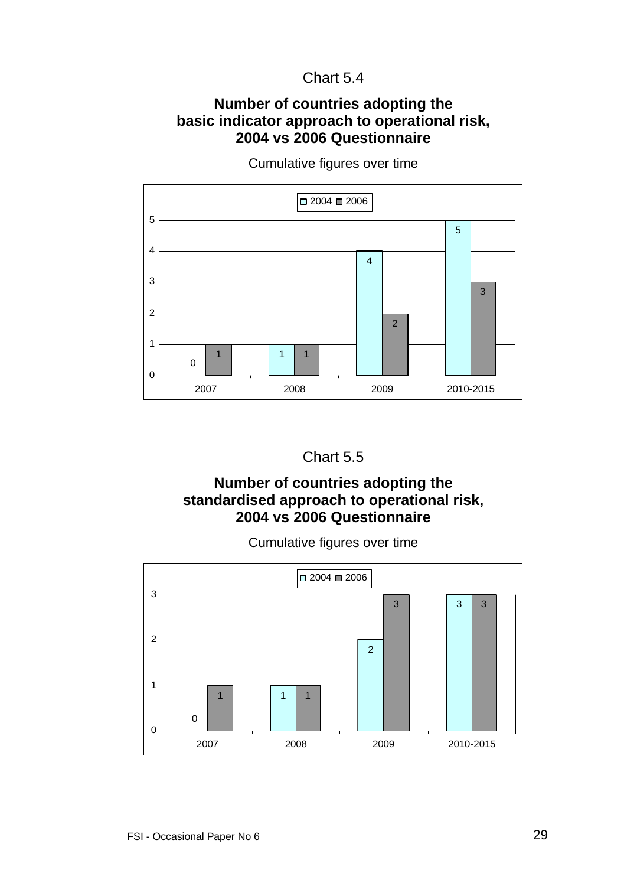Chart 5.4

**Number of countries adopting the basic indicator approach to operational risk, 2004 vs 2006 Questionnaire**

Cumulative figures over time

| | 2007 | 2008 | 2009 | 2010-2015 |
|---|---|---|---|---|
| 2004 | 0 | 1 | 4 | 5 |
| 2006 | 1 | 1 | 2 | 3 |

Chart 5.5

**Number of countries adopting the standardised approach to operational risk, 2004 vs 2006 Questionnaire**

Cumulative figures over time

| | 2007 | 2008 | 2009 | 2010-2015 |
|---|---|---|---|---|
| 2004 | 0 | 1 | 2 | 3 |
| 2006 | 1 | 1 | 3 | 3 |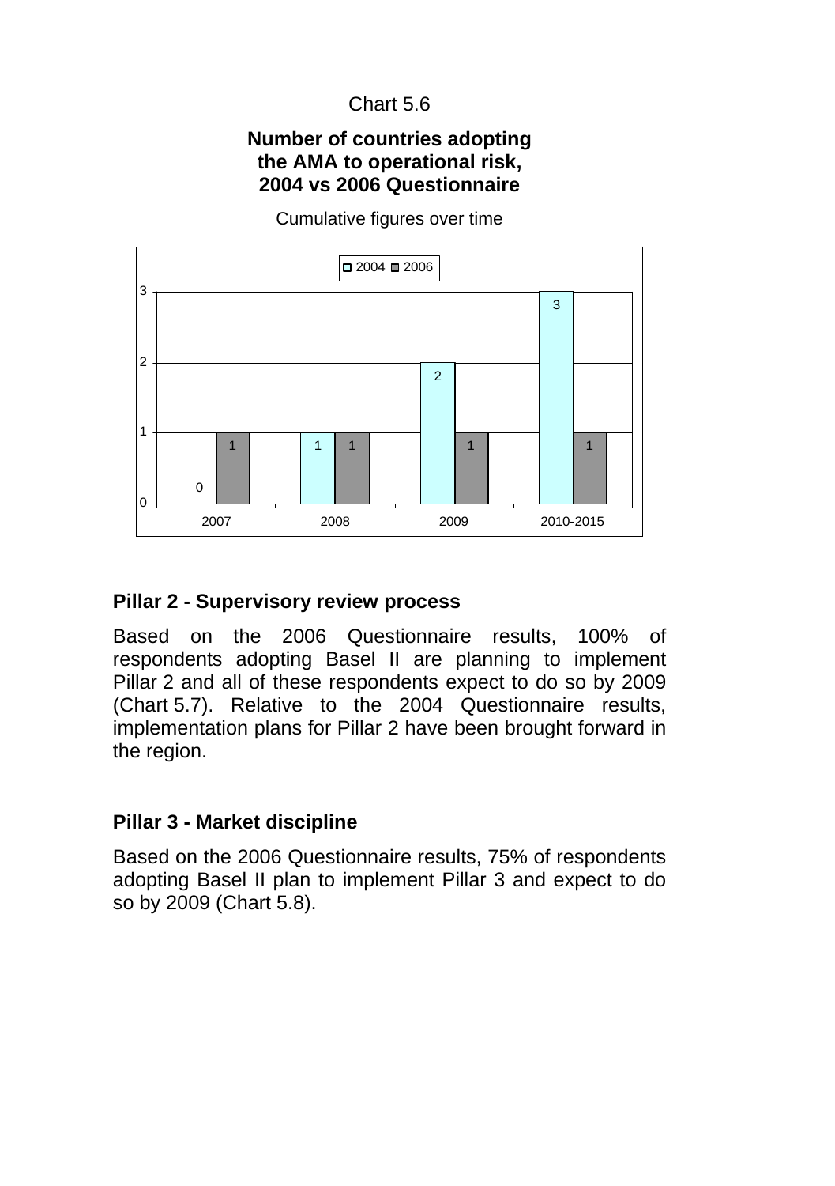Chart 5.6

**Number of countries adopting the AMA to operational risk, 2004 vs 2006 Questionnaire**

Cumulative figures over time

| | 2007 | 2008 | 2009 | 2010-2015 |
|---|---|---|---|---|
| 2004 | 0 | 1 | 2 | 3 |
| 2006 | 1 | 1 | 1 | 1 |

## Pillar 2 - Supervisory review process

Based on the 2006 Questionnaire results, 100% of respondents adopting Basel II are planning to implement Pillar 2 and all of these respondents expect to do so by 2009 (Chart 5.7). Relative to the 2004 Questionnaire results, implementation plans for Pillar 2 have been brought forward in the region.

## Pillar 3 - Market discipline

Based on the 2006 Questionnaire results, 75% of respondents adopting Basel II plan to implement Pillar 3 and expect to do so by 2009 (Chart 5.8).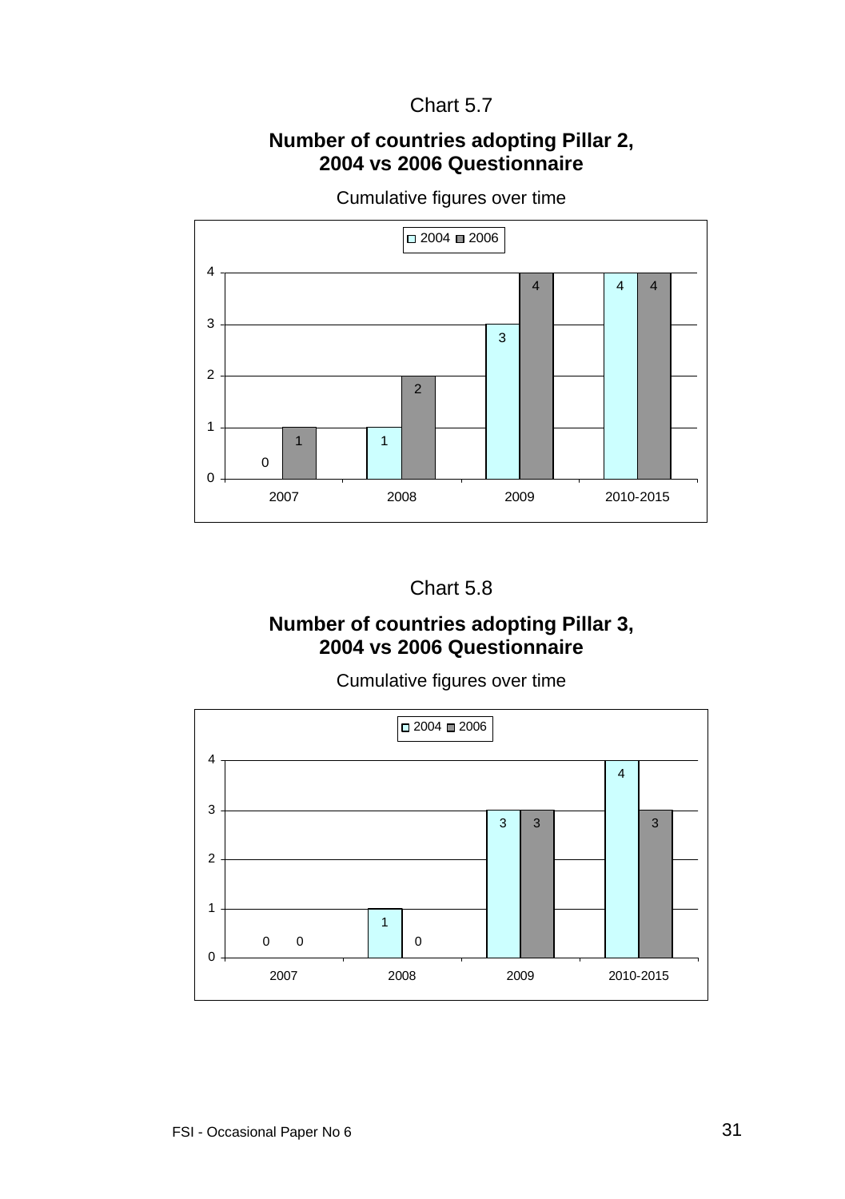Chart 5.7

**Number of countries adopting Pillar 2, 2004 vs 2006 Questionnaire**

Cumulative figures over time

| | 2004 | 2006 |
|---|---|---|
| 2007 | 0 | 1 |
| 2008 | 1 | 2 |
| 2009 | 3 | 4 |
| 2010-2015 | 4 | 4 |

Chart 5.8

**Number of countries adopting Pillar 3, 2004 vs 2006 Questionnaire**

Cumulative figures over time

| | 2004 | 2006 |
|---|---|---|
| 2007 | 0 | 0 |
| 2008 | 1 | 0 |
| 2009 | 3 | 3 |
| 2010-2015 | 4 | 3 |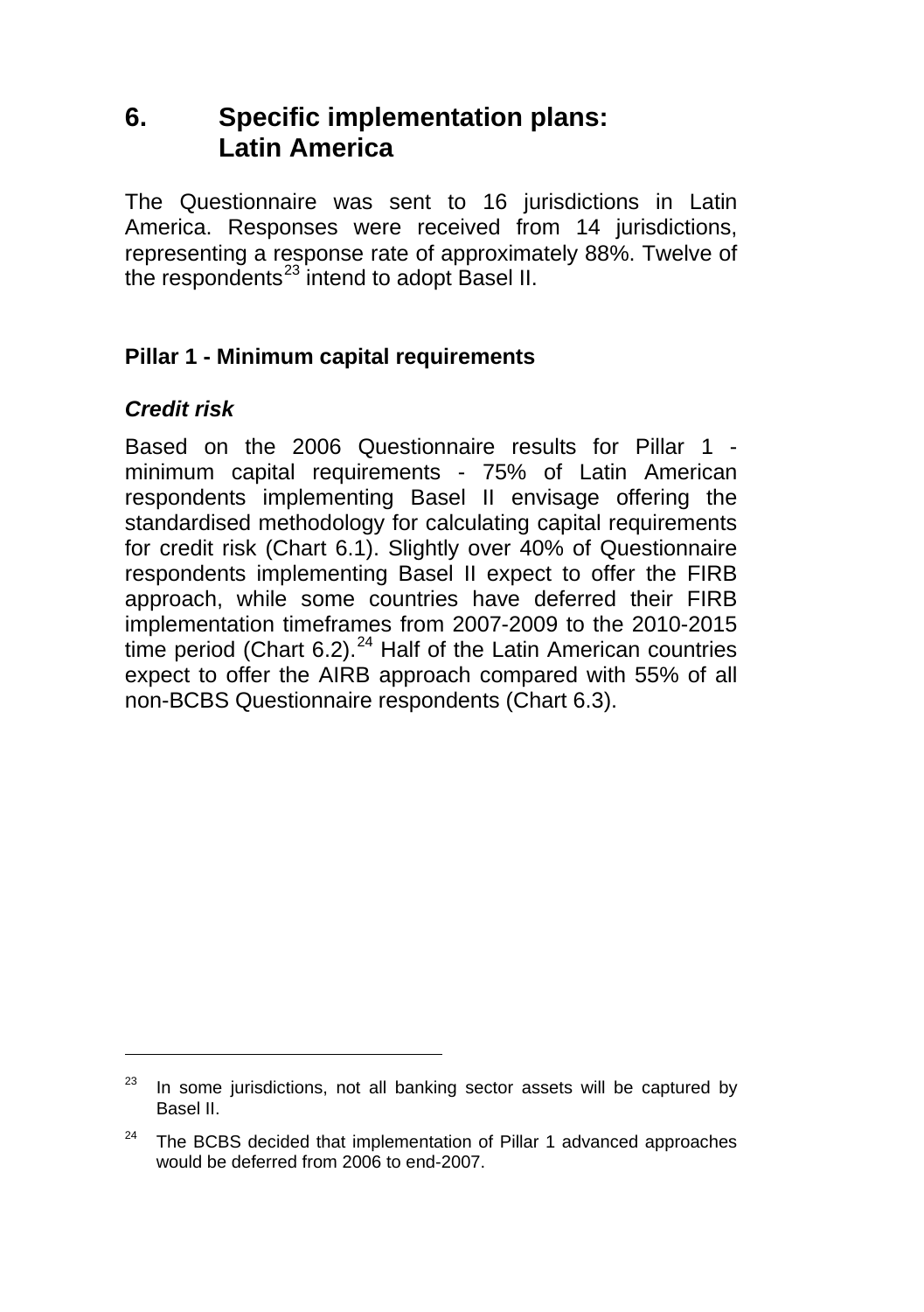# 6. Specific implementation plans: Latin America

The Questionnaire was sent to 16 jurisdictions in Latin America. Responses were received from 14 jurisdictions, representing a response rate of approximately 88%. Twelve of the respondents[23] intend to adopt Basel II.

## Pillar 1 - Minimum capital requirements

### *Credit risk*

Based on the 2006 Questionnaire results for Pillar 1 - minimum capital requirements - 75% of Latin American respondents implementing Basel II envisage offering the standardised methodology for calculating capital requirements for credit risk (Chart 6.1). Slightly over 40% of Questionnaire respondents implementing Basel II expect to offer the FIRB approach, while some countries have deferred their FIRB implementation timeframes from 2007-2009 to the 2010-2015 time period (Chart 6.2).[24] Half of the Latin American countries expect to offer the AIRB approach compared with 55% of all non-BCBS Questionnaire respondents (Chart 6.3).

---

[23] In some jurisdictions, not all banking sector assets will be captured by Basel II.

[24] The BCBS decided that implementation of Pillar 1 advanced approaches would be deferred from 2006 to end-2007.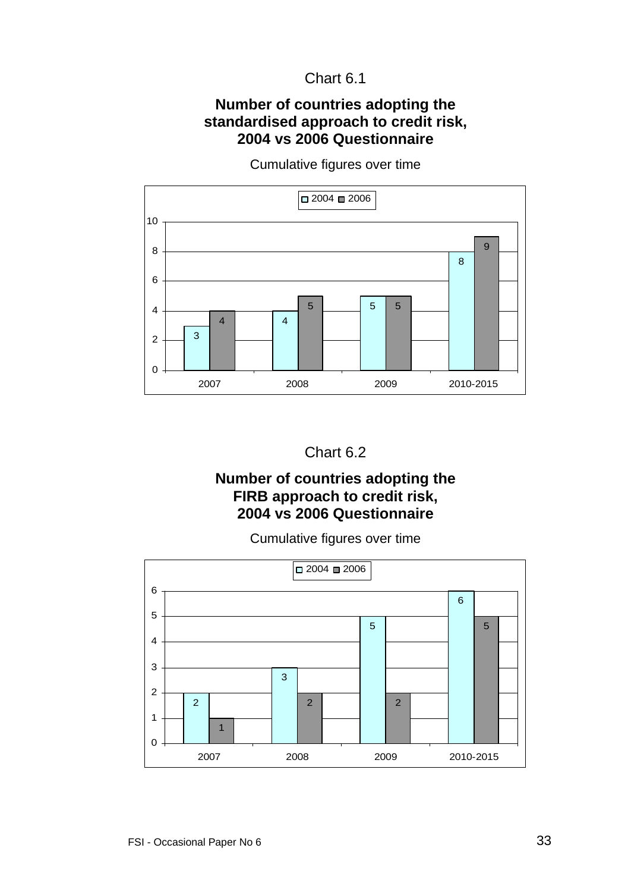Chart 6.1

**Number of countries adopting the standardised approach to credit risk, 2004 vs 2006 Questionnaire**

Cumulative figures over time

| | 2007 | 2008 | 2009 | 2010-2015 |
|---|---|---|---|---|
| 2004 | 3 | 4 | 5 | 8 |
| 2006 | 4 | 5 | 5 | 9 |

Chart 6.2

**Number of countries adopting the FIRB approach to credit risk, 2004 vs 2006 Questionnaire**

Cumulative figures over time

| | 2007 | 2008 | 2009 | 2010-2015 |
|---|---|---|---|---|
| 2004 | 2 | 3 | 5 | 6 |
| 2006 | 1 | 2 | 2 | 5 |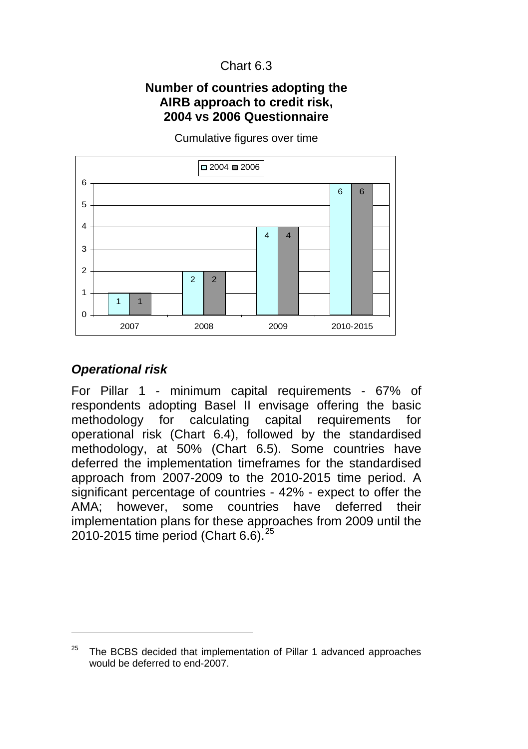Chart 6.3

**Number of countries adopting the AIRB approach to credit risk, 2004 vs 2006 Questionnaire**

Cumulative figures over time

| | 2004 | 2006 |
|---|---|---|
| 2007 | 1 | 1 |
| 2008 | 2 | 2 |
| 2009 | 4 | 4 |
| 2010-2015 | 6 | 6 |

### *Operational risk*

For Pillar 1 - minimum capital requirements - 67% of respondents adopting Basel II envisage offering the basic methodology for calculating capital requirements for operational risk (Chart 6.4), followed by the standardised methodology, at 50% (Chart 6.5). Some countries have deferred the implementation timeframes for the standardised approach from 2007-2009 to the 2010-2015 time period. A significant percentage of countries - 42% - expect to offer the AMA; however, some countries have deferred their implementation plans for these approaches from 2009 until the 2010-2015 time period (Chart 6.6).[25]

---

[25] The BCBS decided that implementation of Pillar 1 advanced approaches would be deferred to end-2007.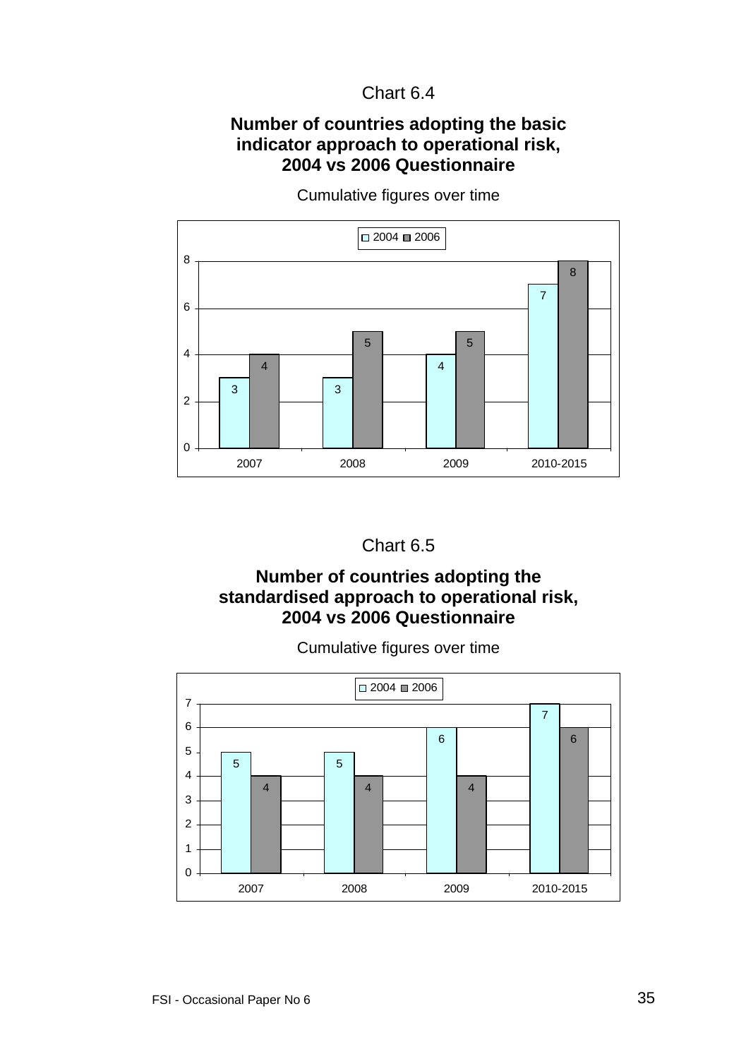Chart 6.4

**Number of countries adopting the basic indicator approach to operational risk, 2004 vs 2006 Questionnaire**

Cumulative figures over time

| | 2007 | 2008 | 2009 | 2010-2015 |
|---|---|---|---|---|
| 2004 | 3 | 3 | 4 | 7 |
| 2006 | 4 | 5 | 5 | 8 |

Chart 6.5

**Number of countries adopting the standardised approach to operational risk, 2004 vs 2006 Questionnaire**

Cumulative figures over time

| | 2007 | 2008 | 2009 | 2010-2015 |
|---|---|---|---|---|
| 2004 | 5 | 5 | 6 | 7 |
| 2006 | 4 | 4 | 4 | 6 |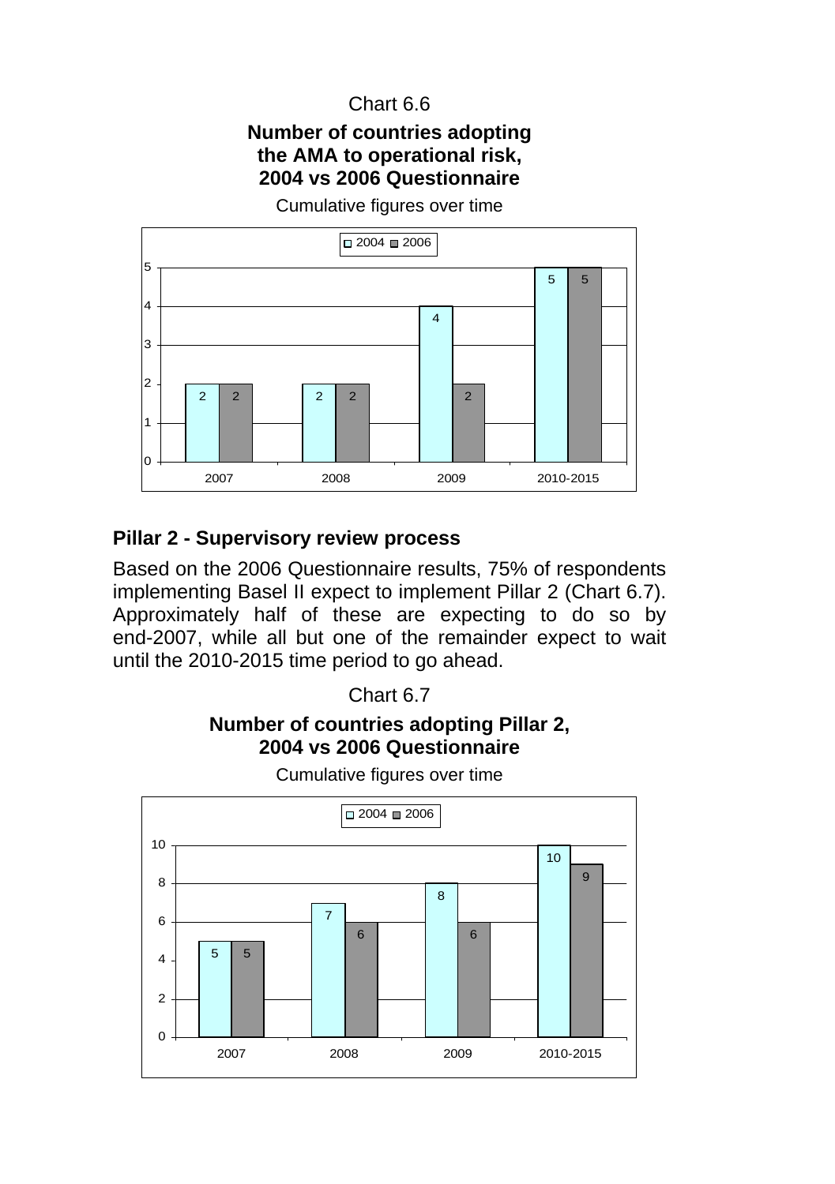Chart 6.6

**Number of countries adopting the AMA to operational risk, 2004 vs 2006 Questionnaire**

Cumulative figures over time

| | 2007 | 2008 | 2009 | 2010-2015 |
|---|---|---|---|---|
| 2004 | 2 | 2 | 4 | 5 |
| 2006 | 2 | 2 | 2 | 5 |

## Pillar 2 - Supervisory review process

Based on the 2006 Questionnaire results, 75% of respondents implementing Basel II expect to implement Pillar 2 (Chart 6.7). Approximately half of these are expecting to do so by end-2007, while all but one of the remainder expect to wait until the 2010-2015 time period to go ahead.

Chart 6.7

**Number of countries adopting Pillar 2, 2004 vs 2006 Questionnaire**

Cumulative figures over time

| | 2007 | 2008 | 2009 | 2010-2015 |
|---|---|---|---|---|
| 2004 | 5 | 7 | 8 | 10 |
| 2006 | 5 | 6 | 6 | 9 |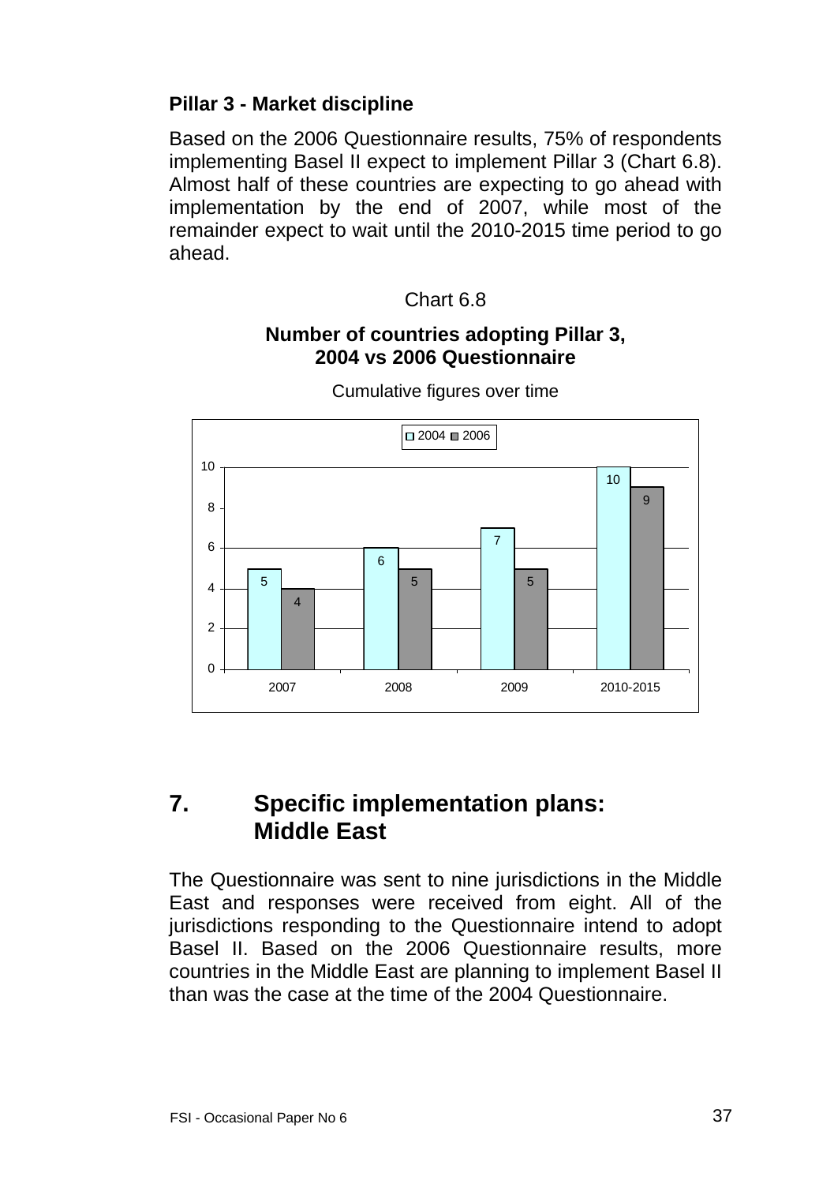**Pillar 3 - Market discipline**

Based on the 2006 Questionnaire results, 75% of respondents implementing Basel II expect to implement Pillar 3 (Chart 6.8). Almost half of these countries are expecting to go ahead with implementation by the end of 2007, while most of the remainder expect to wait until the 2010-2015 time period to go ahead.

Chart 6.8

**Number of countries adopting Pillar 3, 2004 vs 2006 Questionnaire**

Cumulative figures over time

| | 2007 | 2008 | 2009 | 2010-2015 |
|---|---|---|---|---|
| 2004 | 5 | 6 | 7 | 10 |
| 2006 | 4 | 5 | 5 | 9 |

## 7. Specific implementation plans: Middle East

The Questionnaire was sent to nine jurisdictions in the Middle East and responses were received from eight. All of the jurisdictions responding to the Questionnaire intend to adopt Basel II. Based on the 2006 Questionnaire results, more countries in the Middle East are planning to implement Basel II than was the case at the time of the 2004 Questionnaire.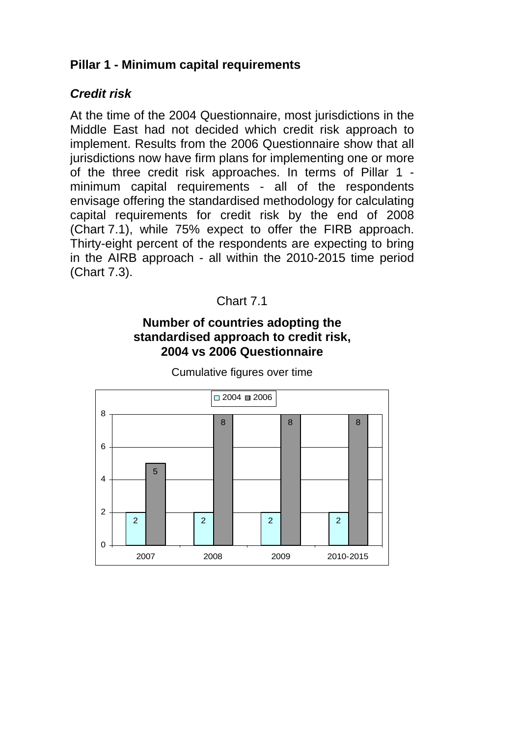**Pillar 1 - Minimum capital requirements**

***Credit risk***

At the time of the 2004 Questionnaire, most jurisdictions in the Middle East had not decided which credit risk approach to implement. Results from the 2006 Questionnaire show that all jurisdictions now have firm plans for implementing one or more of the three credit risk approaches. In terms of Pillar 1 - minimum capital requirements - all of the respondents envisage offering the standardised methodology for calculating capital requirements for credit risk by the end of 2008 (Chart 7.1), while 75% expect to offer the FIRB approach. Thirty-eight percent of the respondents are expecting to bring in the AIRB approach - all within the 2010-2015 time period (Chart 7.3).

Chart 7.1

**Number of countries adopting the standardised approach to credit risk, 2004 vs 2006 Questionnaire**

Cumulative figures over time

| | 2007 | 2008 | 2009 | 2010-2015 |
|---|---|---|---|---|
| 2004 | 2 | 2 | 2 | 2 |
| 2006 | 5 | 8 | 8 | 8 |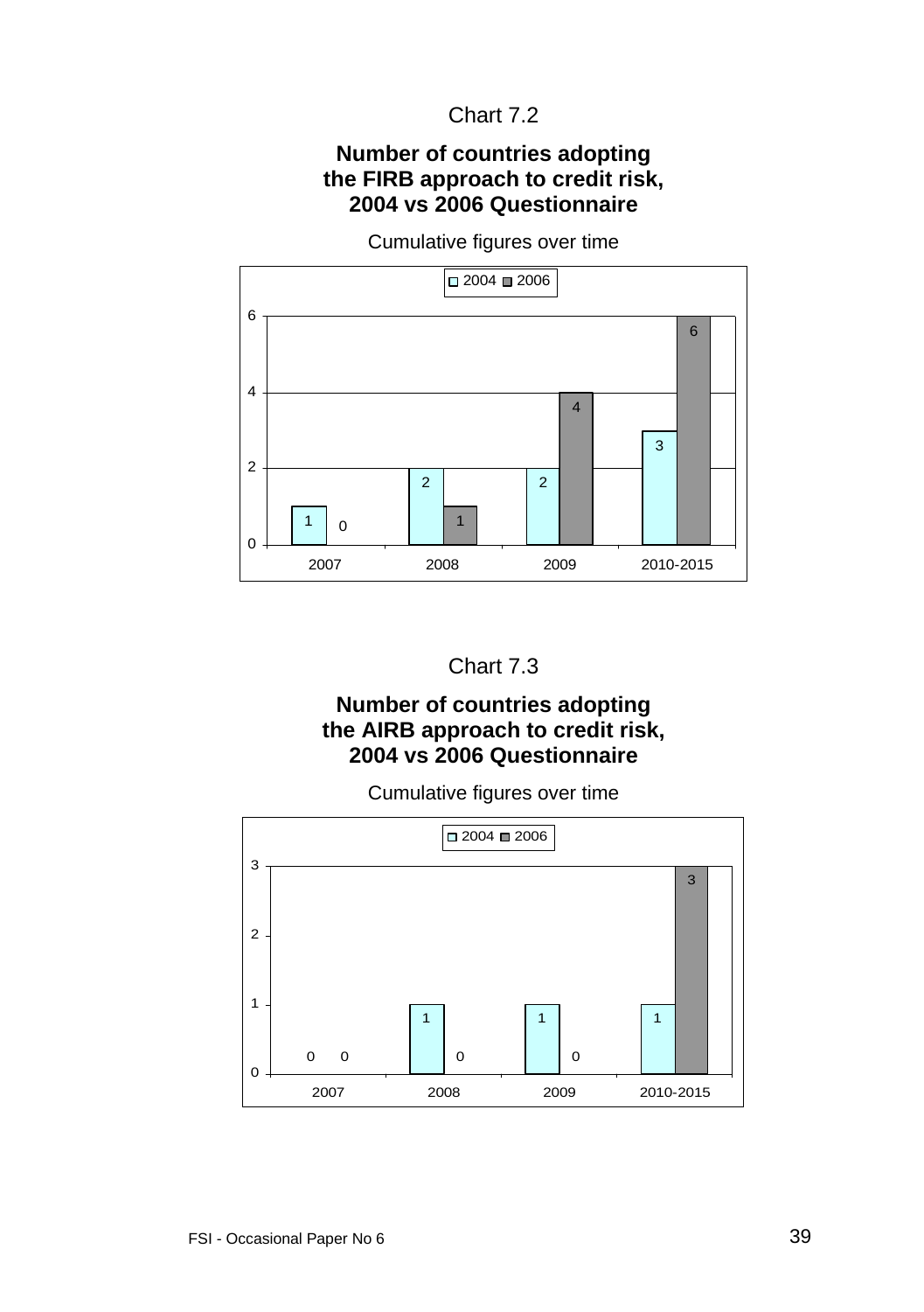Chart 7.2

**Number of countries adopting the FIRB approach to credit risk, 2004 vs 2006 Questionnaire**

Cumulative figures over time

| | 2007 | 2008 | 2009 | 2010-2015 |
|---|---|---|---|---|
| 2004 | 1 | 2 | 2 | 3 |
| 2006 | 0 | 1 | 4 | 6 |

Chart 7.3

**Number of countries adopting the AIRB approach to credit risk, 2004 vs 2006 Questionnaire**

Cumulative figures over time

| | 2007 | 2008 | 2009 | 2010-2015 |
|---|---|---|---|---|
| 2004 | 0 | 1 | 1 | 1 |
| 2006 | 0 | 0 | 0 | 3 |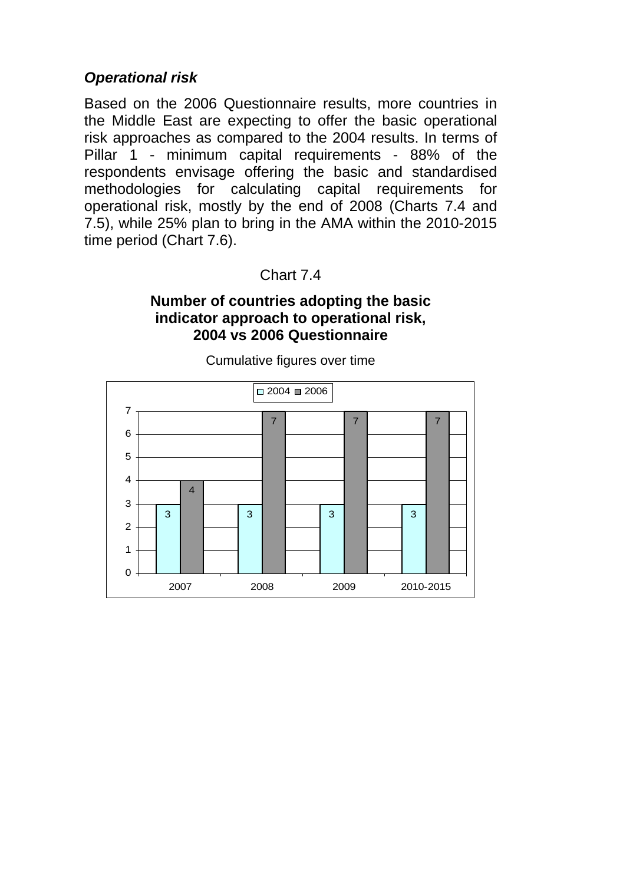### *Operational risk*

Based on the 2006 Questionnaire results, more countries in the Middle East are expecting to offer the basic operational risk approaches as compared to the 2004 results. In terms of Pillar 1 - minimum capital requirements - 88% of the respondents envisage offering the basic and standardised methodologies for calculating capital requirements for operational risk, mostly by the end of 2008 (Charts 7.4 and 7.5), while 25% plan to bring in the AMA within the 2010-2015 time period (Chart 7.6).

Chart 7.4

**Number of countries adopting the basic indicator approach to operational risk, 2004 vs 2006 Questionnaire**

Cumulative figures over time

| | 2007 | 2008 | 2009 | 2010-2015 |
|---|---|---|---|---|
| 2004 | 3 | 3 | 3 | 3 |
| 2006 | 4 | 7 | 7 | 7 |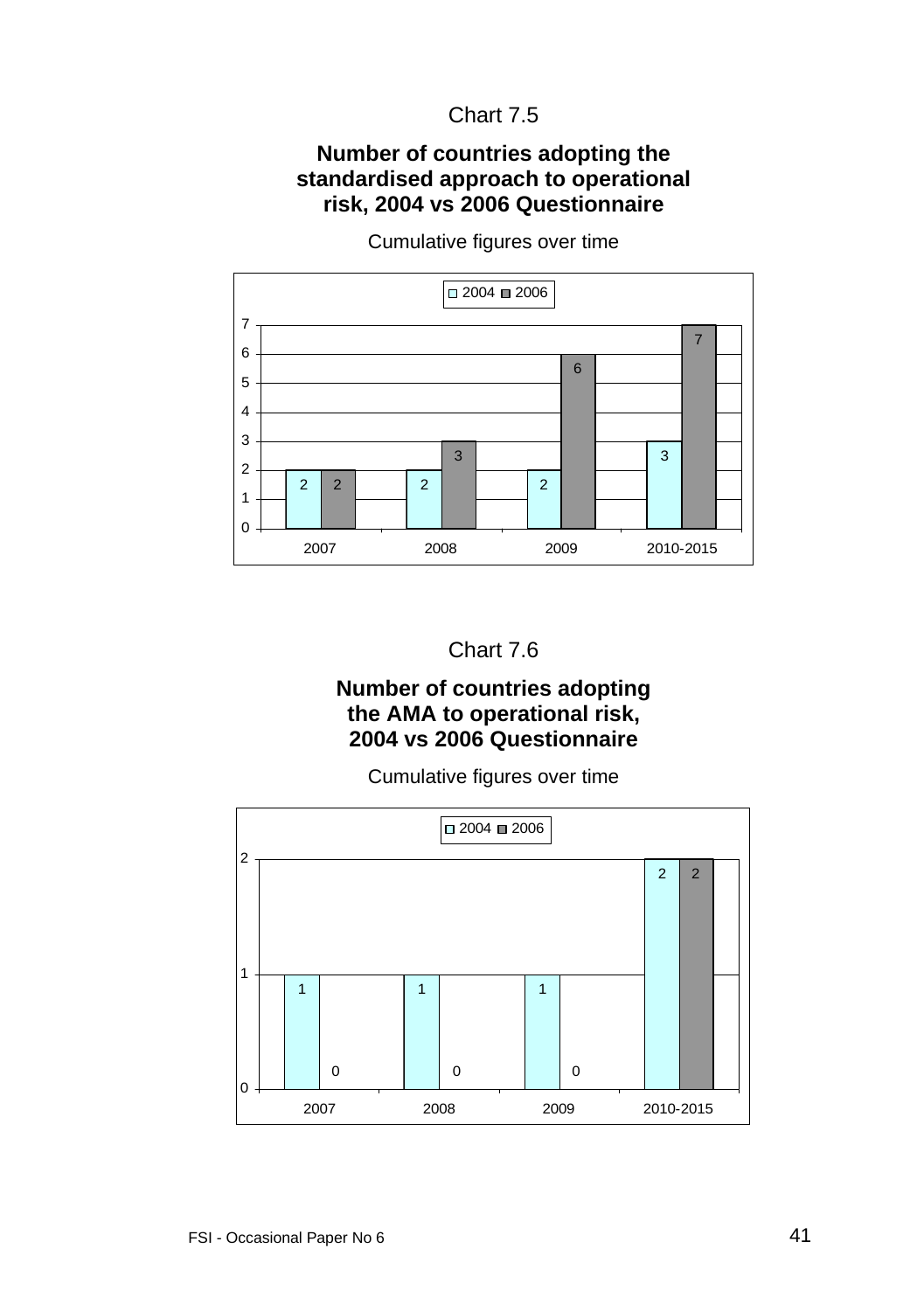Chart 7.5

**Number of countries adopting the standardised approach to operational risk, 2004 vs 2006 Questionnaire**

Cumulative figures over time

| | 2007 | 2008 | 2009 | 2010-2015 |
|---|---|---|---|---|
| 2004 | 2 | 2 | 2 | 3 |
| 2006 | 2 | 3 | 6 | 7 |

Chart 7.6

**Number of countries adopting the AMA to operational risk, 2004 vs 2006 Questionnaire**

Cumulative figures over time

| | 2007 | 2008 | 2009 | 2010-2015 |
|---|---|---|---|---|
| 2004 | 1 | 1 | 1 | 2 |
| 2006 | 0 | 0 | 0 | 2 |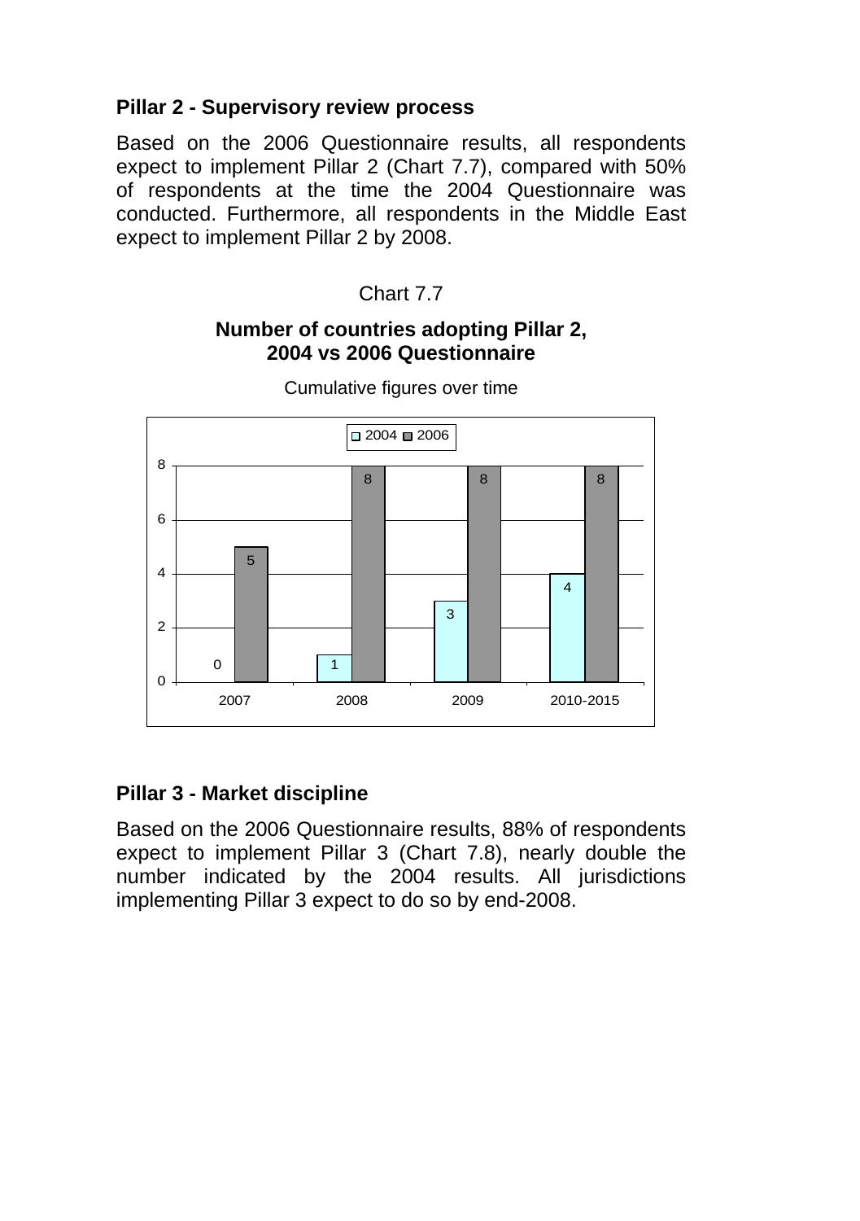### Pillar 2 - Supervisory review process

Based on the 2006 Questionnaire results, all respondents expect to implement Pillar 2 (Chart 7.7), compared with 50% of respondents at the time the 2004 Questionnaire was conducted. Furthermore, all respondents in the Middle East expect to implement Pillar 2 by 2008.

Chart 7.7

**Number of countries adopting Pillar 2, 2004 vs 2006 Questionnaire**

Cumulative figures over time

| | 2007 | 2008 | 2009 | 2010-2015 |
|---|---|---|---|---|
| 2004 | 0 | 1 | 3 | 4 |
| 2006 | 5 | 8 | 8 | 8 |

### Pillar 3 - Market discipline

Based on the 2006 Questionnaire results, 88% of respondents expect to implement Pillar 3 (Chart 7.8), nearly double the number indicated by the 2004 results. All jurisdictions implementing Pillar 3 expect to do so by end-2008.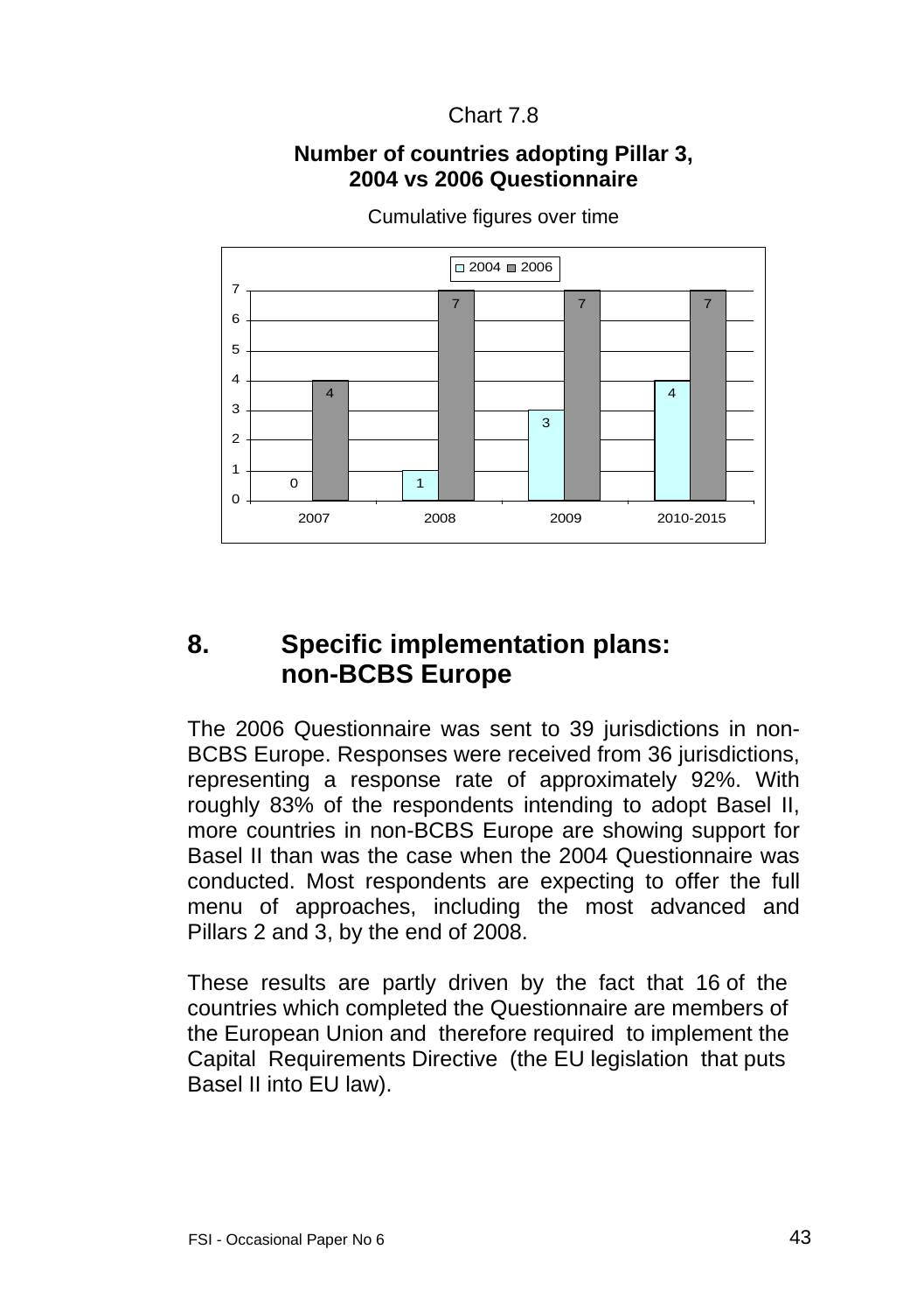Chart 7.8

**Number of countries adopting Pillar 3, 2004 vs 2006 Questionnaire**

Cumulative figures over time

| | 2007 | 2008 | 2009 | 2010-2015 |
|---|---|---|---|---|
| 2004 | 0 | 1 | 3 | 4 |
| 2006 | 4 | 7 | 7 | 7 |

# 8. Specific implementation plans: non-BCBS Europe

The 2006 Questionnaire was sent to 39 jurisdictions in non-BCBS Europe. Responses were received from 36 jurisdictions, representing a response rate of approximately 92%. With roughly 83% of the respondents intending to adopt Basel II, more countries in non-BCBS Europe are showing support for Basel II than was the case when the 2004 Questionnaire was conducted. Most respondents are expecting to offer the full menu of approaches, including the most advanced and Pillars 2 and 3, by the end of 2008.

These results are partly driven by the fact that 16 of the countries which completed the Questionnaire are members of the European Union and therefore required to implement the Capital Requirements Directive (the EU legislation that puts Basel II into EU law).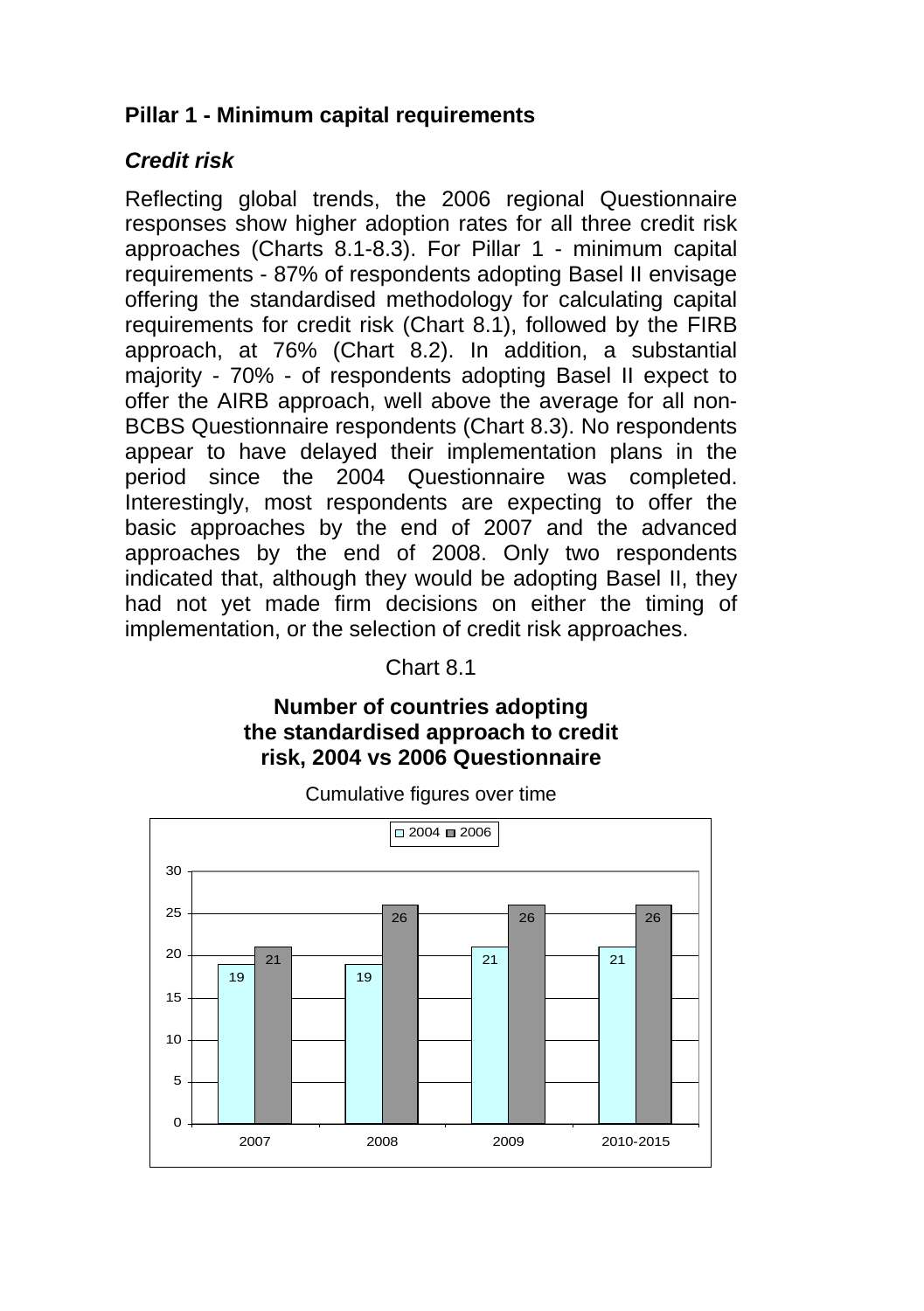## Pillar 1 - Minimum capital requirements

### *Credit risk*

Reflecting global trends, the 2006 regional Questionnaire responses show higher adoption rates for all three credit risk approaches (Charts 8.1-8.3). For Pillar 1 - minimum capital requirements - 87% of respondents adopting Basel II envisage offering the standardised methodology for calculating capital requirements for credit risk (Chart 8.1), followed by the FIRB approach, at 76% (Chart 8.2). In addition, a substantial majority - 70% - of respondents adopting Basel II expect to offer the AIRB approach, well above the average for all non-BCBS Questionnaire respondents (Chart 8.3). No respondents appear to have delayed their implementation plans in the period since the 2004 Questionnaire was completed. Interestingly, most respondents are expecting to offer the basic approaches by the end of 2007 and the advanced approaches by the end of 2008. Only two respondents indicated that, although they would be adopting Basel II, they had not yet made firm decisions on either the timing of implementation, or the selection of credit risk approaches.

Chart 8.1

**Number of countries adopting the standardised approach to credit risk, 2004 vs 2006 Questionnaire**

Cumulative figures over time

| | 2004 | 2006 |
|---|---|---|
| 2007 | 19 | 21 |
| 2008 | 19 | 26 |
| 2009 | 21 | 26 |
| 2010-2015 | 21 | 26 |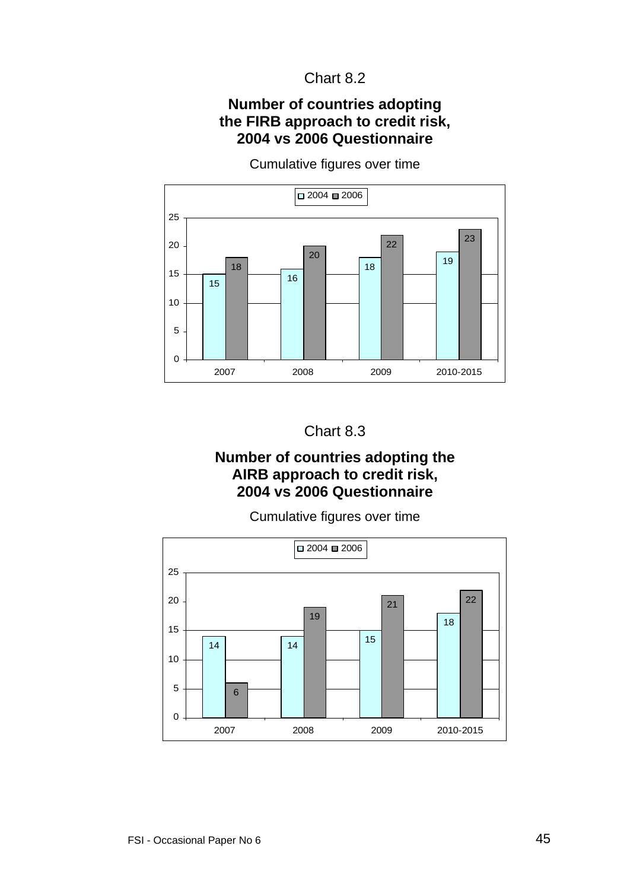Chart 8.2

**Number of countries adopting the FIRB approach to credit risk, 2004 vs 2006 Questionnaire**

Cumulative figures over time

| | 2004 | 2006 |
|---|---|---|
| 2007 | 15 | 18 |
| 2008 | 16 | 20 |
| 2009 | 18 | 22 |
| 2010-2015 | 19 | 23 |

Chart 8.3

**Number of countries adopting the AIRB approach to credit risk, 2004 vs 2006 Questionnaire**

Cumulative figures over time

| | 2004 | 2006 |
|---|---|---|
| 2007 | 14 | 6 |
| 2008 | 14 | 19 |
| 2009 | 15 | 21 |
| 2010-2015 | 18 | 22 |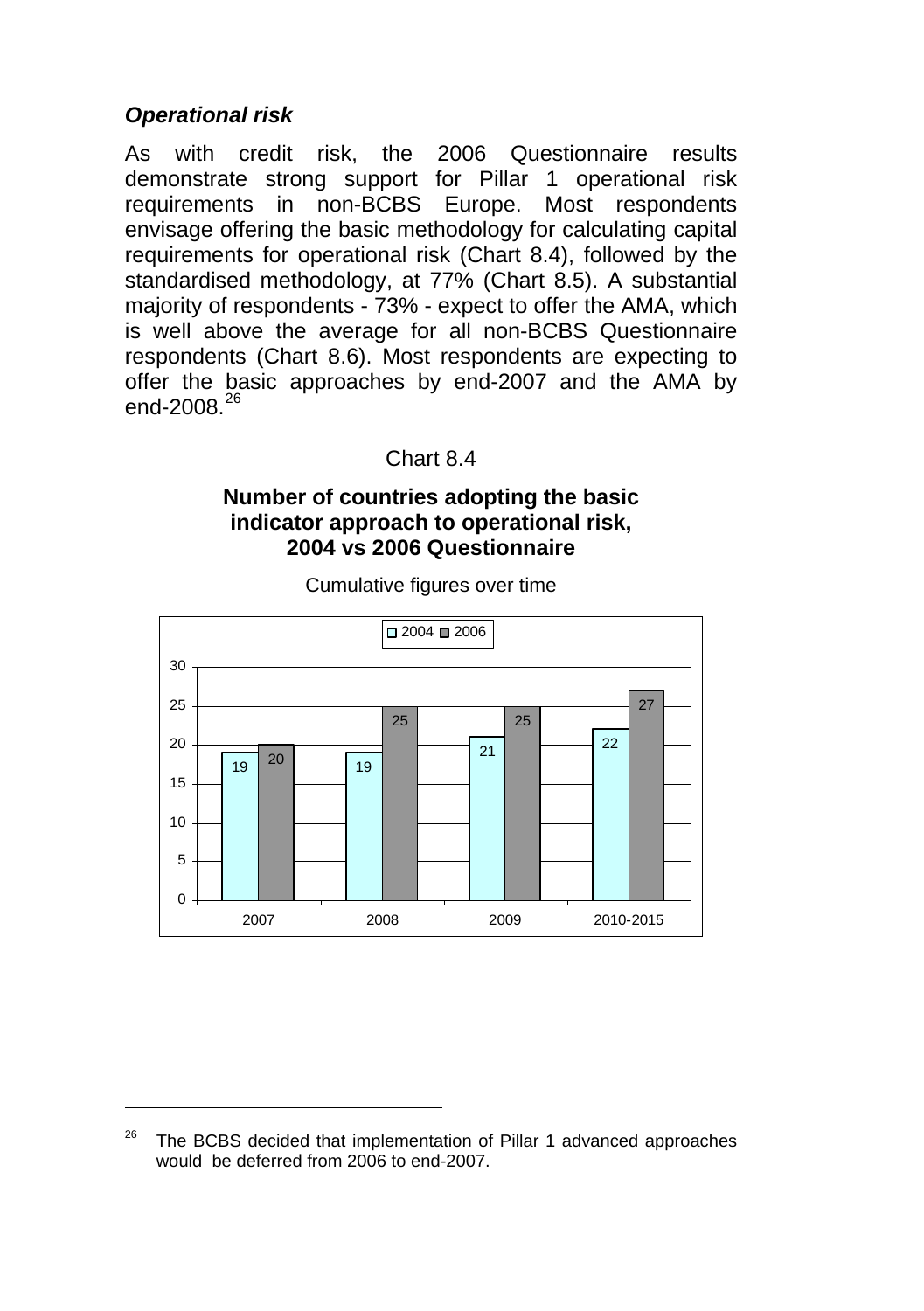### *Operational risk*

As with credit risk, the 2006 Questionnaire results demonstrate strong support for Pillar 1 operational risk requirements in non-BCBS Europe. Most respondents envisage offering the basic methodology for calculating capital requirements for operational risk (Chart 8.4), followed by the standardised methodology, at 77% (Chart 8.5). A substantial majority of respondents - 73% - expect to offer the AMA, which is well above the average for all non-BCBS Questionnaire respondents (Chart 8.6). Most respondents are expecting to offer the basic approaches by end-2007 and the AMA by end-2008.[26]

Chart 8.4

**Number of countries adopting the basic indicator approach to operational risk, 2004 vs 2006 Questionnaire**

Cumulative figures over time

| | 2007 | 2008 | 2009 | 2010-2015 |
|---|---|---|---|---|
| 2004 | 19 | 19 | 21 | 22 |
| 2006 | 20 | 25 | 25 | 27 |

[26] The BCBS decided that implementation of Pillar 1 advanced approaches would be deferred from 2006 to end-2007.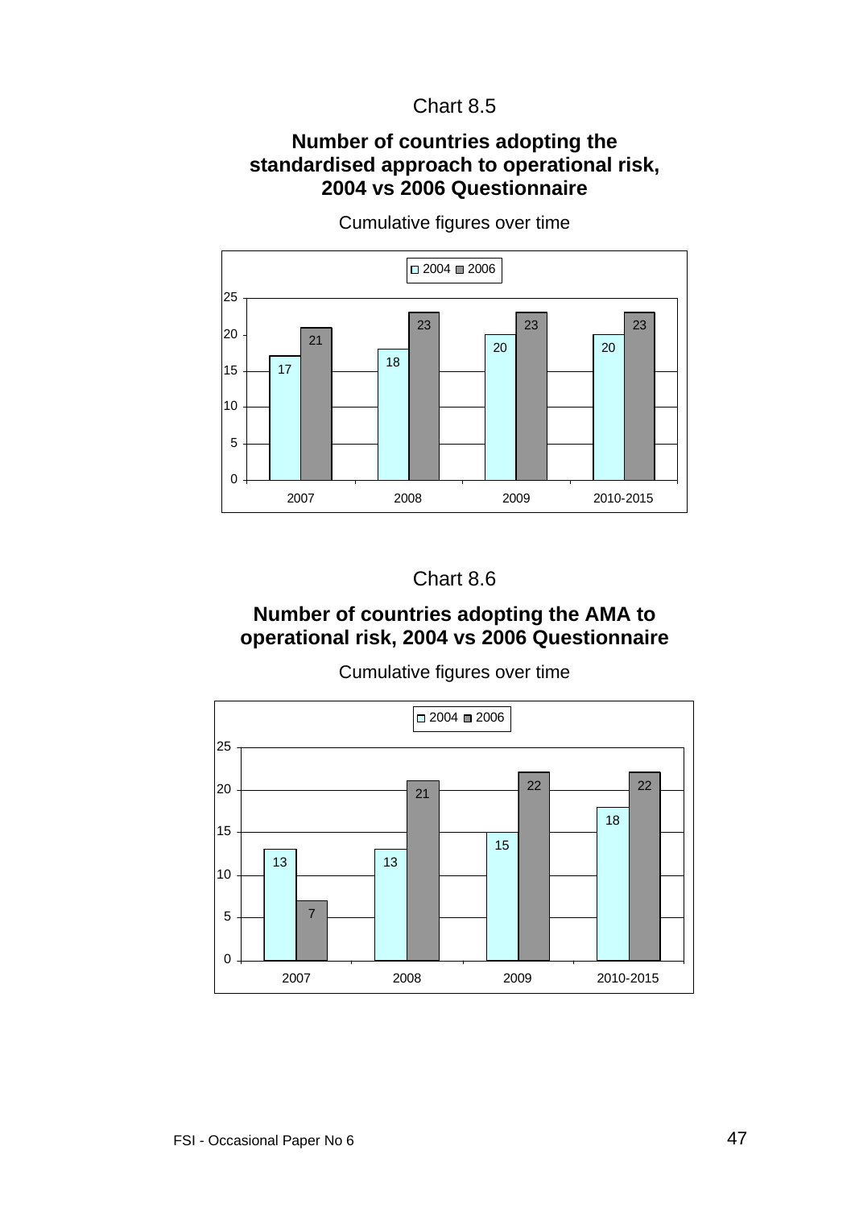Chart 8.5

**Number of countries adopting the standardised approach to operational risk, 2004 vs 2006 Questionnaire**

Cumulative figures over time

| | 2004 | 2006 |
|---|---|---|
| 2007 | 17 | 21 |
| 2008 | 18 | 23 |
| 2009 | 20 | 23 |
| 2010-2015 | 20 | 23 |

Chart 8.6

**Number of countries adopting the AMA to operational risk, 2004 vs 2006 Questionnaire**

Cumulative figures over time

| | 2004 | 2006 |
|---|---|---|
| 2007 | 13 | 7 |
| 2008 | 13 | 21 |
| 2009 | 15 | 22 |
| 2010-2015 | 18 | 22 |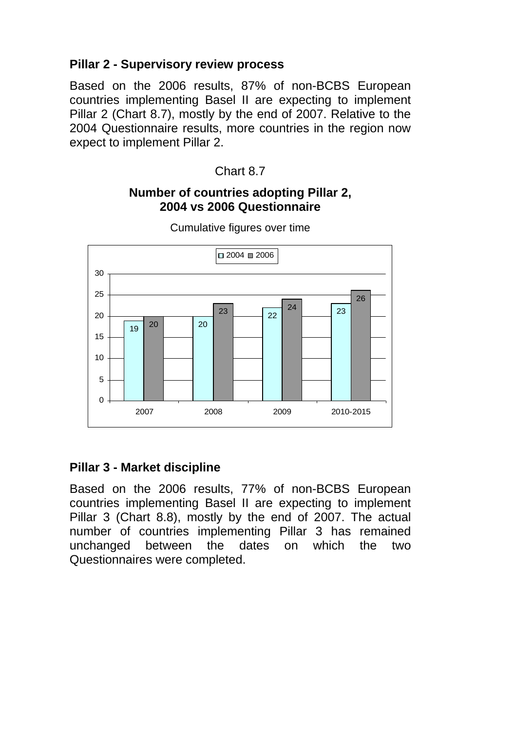**Pillar 2 - Supervisory review process**

Based on the 2006 results, 87% of non-BCBS European countries implementing Basel II are expecting to implement Pillar 2 (Chart 8.7), mostly by the end of 2007. Relative to the 2004 Questionnaire results, more countries in the region now expect to implement Pillar 2.

Chart 8.7

**Number of countries adopting Pillar 2, 2004 vs 2006 Questionnaire**

Cumulative figures over time

| | 2004 | 2006 |
|---|---|---|
| 2007 | 19 | 20 |
| 2008 | 20 | 23 |
| 2009 | 22 | 24 |
| 2010-2015 | 23 | 26 |

**Pillar 3 - Market discipline**

Based on the 2006 results, 77% of non-BCBS European countries implementing Basel II are expecting to implement Pillar 3 (Chart 8.8), mostly by the end of 2007. The actual number of countries implementing Pillar 3 has remained unchanged between the dates on which the two Questionnaires were completed.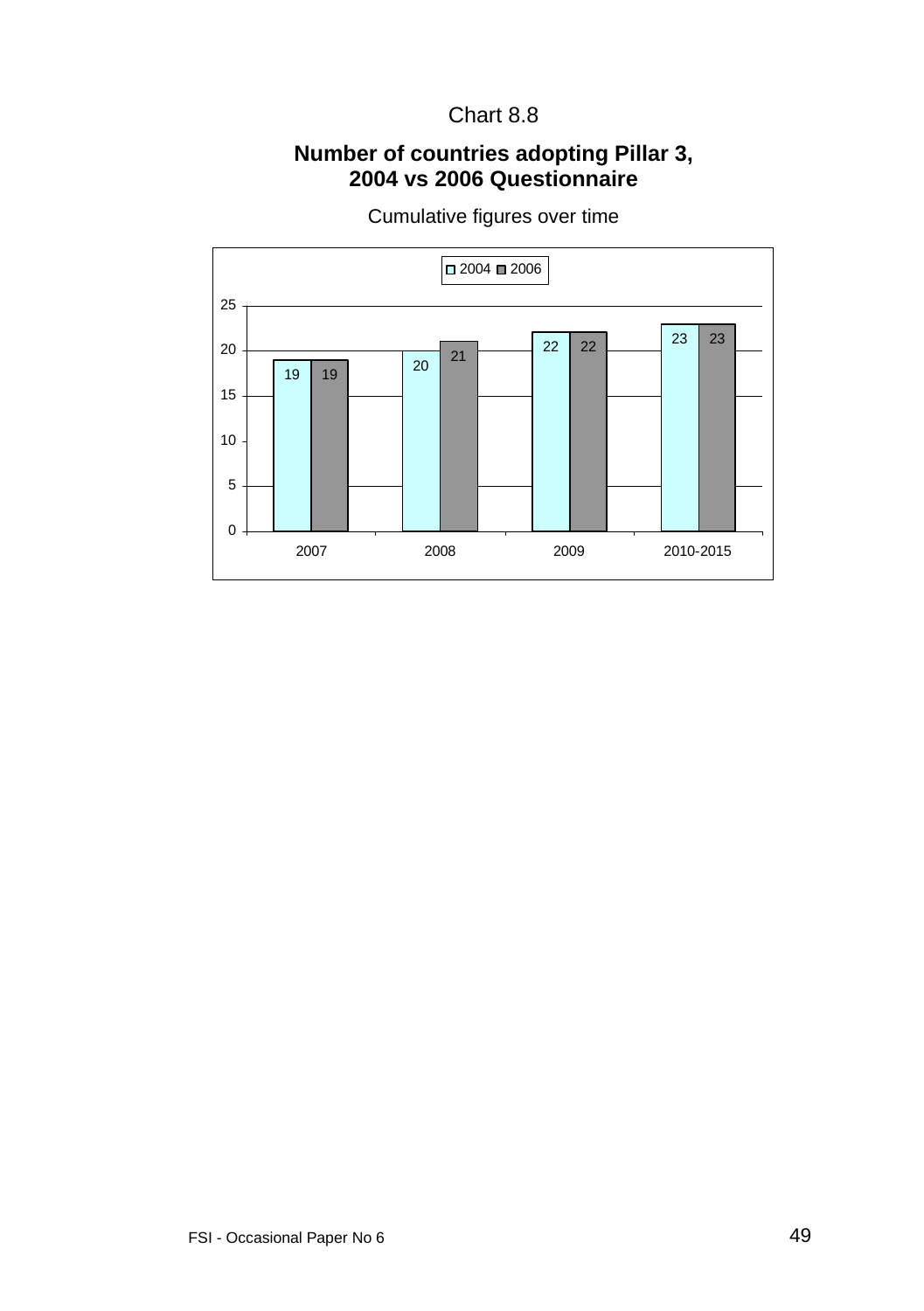Chart 8.8

**Number of countries adopting Pillar 3, 2004 vs 2006 Questionnaire**

Cumulative figures over time

2004 2006

25
20
15
10
5
0

19 19
20 21
22 22
23 23

2007
2008
2009
2010-2015